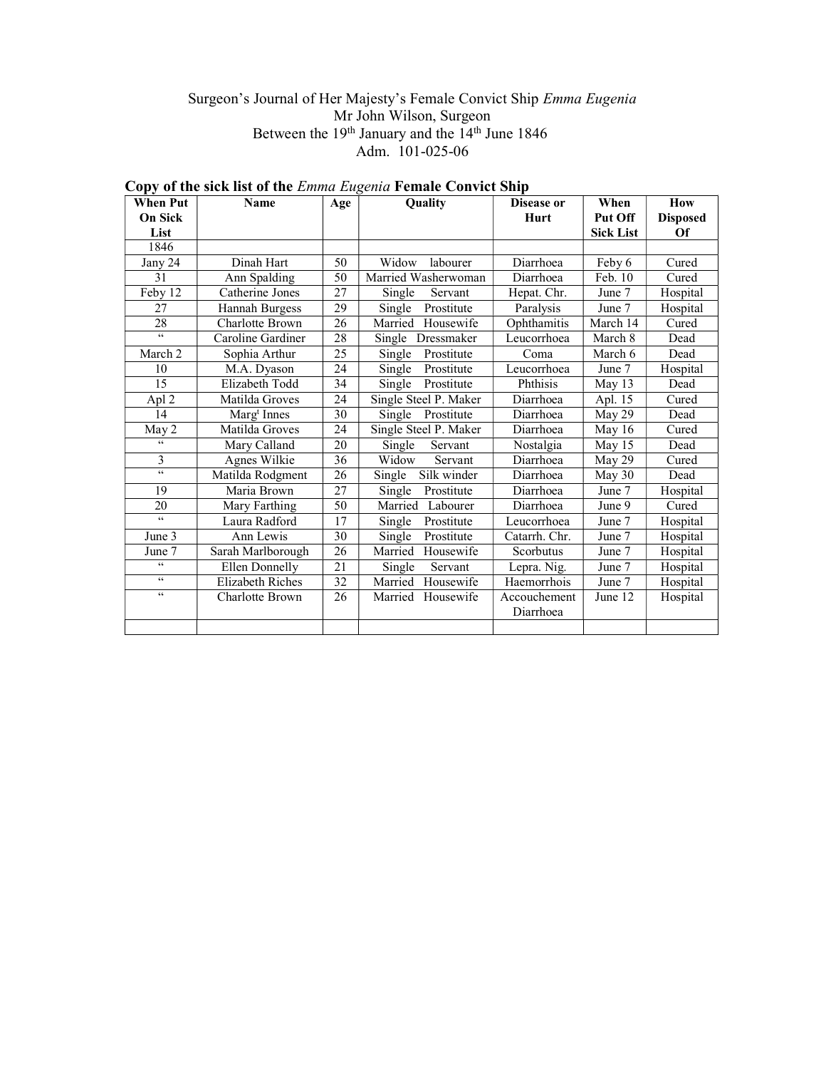Surgeon's Journal of Her Majesty's Female Convict Ship *Emma Eugenia*
Mr John Wilson, Surgeon
Between the 19th January and the 14th June 1846
Adm. 101-025-06

**Copy of the sick list of the *Emma Eugenia* Female Convict Ship**

| When Put On Sick List | Name | Age | Quality | Disease or Hurt | When Put Off Sick List | How Disposed Of |
|---|---|---|---|---|---|---|
| 1846 | | | | | | |
| Jany 24 | Dinah Hart | 50 | Widow labourer | Diarrhoea | Feby 6 | Cured |
| 31 | Ann Spalding | 50 | Married Washerwoman | Diarrhoea | Feb. 10 | Cured |
| Feby 12 | Catherine Jones | 27 | Single Servant | Hepat. Chr. | June 7 | Hospital |
| 27 | Hannah Burgess | 29 | Single Prostitute | Paralysis | June 7 | Hospital |
| 28 | Charlotte Brown | 26 | Married Housewife | Ophthamitis | March 14 | Cured |
| " | Caroline Gardiner | 28 | Single Dressmaker | Leucorrhoea | March 8 | Dead |
| March 2 | Sophia Arthur | 25 | Single Prostitute | Coma | March 6 | Dead |
| 10 | M.A. Dyason | 24 | Single Prostitute | Leucorrhoea | June 7 | Hospital |
| 15 | Elizabeth Todd | 34 | Single Prostitute | Phthisis | May 13 | Dead |
| Apl 2 | Matilda Groves | 24 | Single Steel P. Maker | Diarrhoea | Apl. 15 | Cured |
| 14 | Margt Innes | 30 | Single Prostitute | Diarrhoea | May 29 | Dead |
| May 2 | Matilda Groves | 24 | Single Steel P. Maker | Diarrhoea | May 16 | Cured |
| " | Mary Calland | 20 | Single Servant | Nostalgia | May 15 | Dead |
| 3 | Agnes Wilkie | 36 | Widow Servant | Diarrhoea | May 29 | Cured |
| " | Matilda Rodgment | 26 | Single Silk winder | Diarrhoea | May 30 | Dead |
| 19 | Maria Brown | 27 | Single Prostitute | Diarrhoea | June 7 | Hospital |
| 20 | Mary Farthing | 50 | Married Labourer | Diarrhoea | June 9 | Cured |
| " | Laura Radford | 17 | Single Prostitute | Leucorrhoea | June 7 | Hospital |
| June 3 | Ann Lewis | 30 | Single Prostitute | Catarrh. Chr. | June 7 | Hospital |
| June 7 | Sarah Marlborough | 26 | Married Housewife | Scorbutus | June 7 | Hospital |
| " | Ellen Donnelly | 21 | Single Servant | Lepra. Nig. | June 7 | Hospital |
| " | Elizabeth Riches | 32 | Married Housewife | Haemorrhois | June 7 | Hospital |
| " | Charlotte Brown | 26 | Married Housewife | Accouchement Diarrhoea | June 12 | Hospital |
| | | | | | | |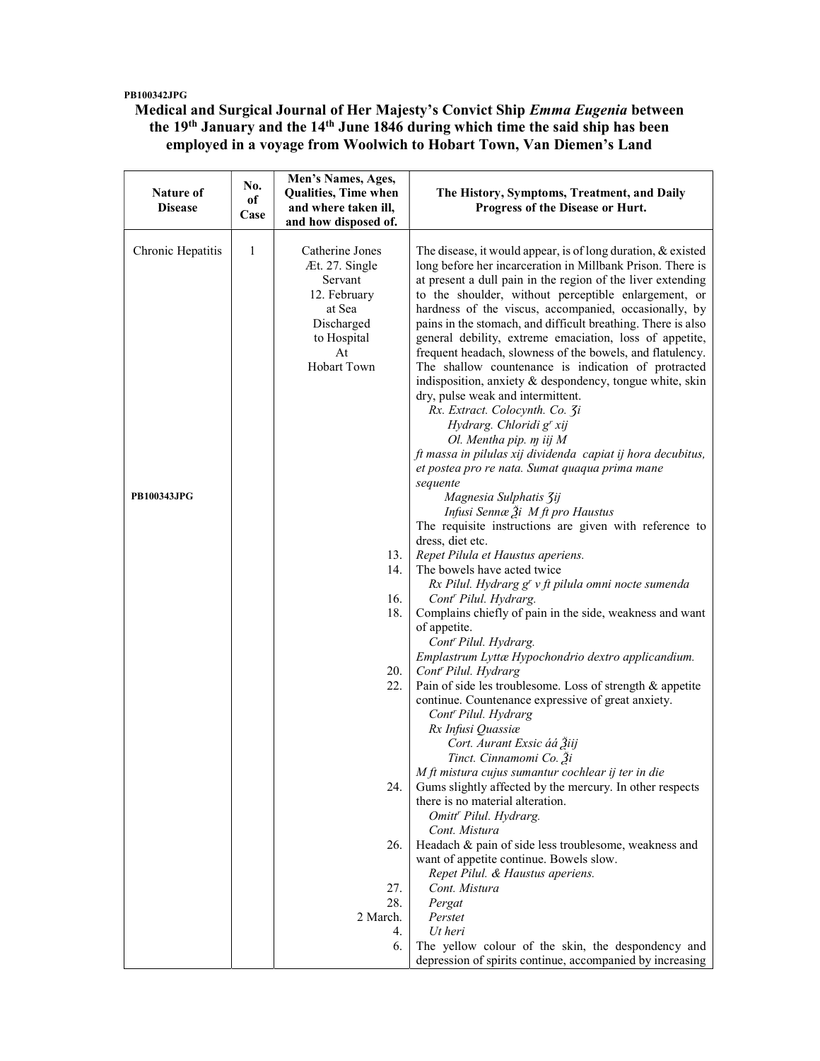**PB100342JPG**

# Medical and Surgical Journal of Her Majesty's Convict Ship *Emma Eugenia* between the 19th January and the 14th June 1846 during which time the said ship has been employed in a voyage from Woolwich to Hobart Town, Van Diemen's Land

| Nature of Disease | No. of Case | Men's Names, Ages, Qualities, Time when and where taken ill, and how disposed of. | The History, Symptoms, Treatment, and Daily Progress of the Disease or Hurt. |
|---|---|---|---|
| Chronic Hepatitis | 1 | Catherine Jones Æt. 27. Single Servant 12. February at Sea Discharged to Hospital At Hobart Town | The disease, it would appear, is of long duration, & existed long before her incarceration in Millbank Prison. There is at present a dull pain in the region of the liver extending to the shoulder, without perceptible enlargement, or hardness of the viscus, accompanied, occasionally, by pains in the stomach, and difficult breathing. There is also general debility, extreme emaciation, loss of appetite, frequent headach, slowness of the bowels, and flatulency. The shallow countenance is indication of protracted indisposition, anxiety & despondency, tongue white, skin dry, pulse weak and intermittent. *Rx. Extract. Colocynth. Co. ʒi Hydrarg. Chloridi gr xij Ol. Mentha pip. ɱ iij M ft massa in pilulas xij dividenda capiat ij hora decubitus, et postea pro re nata. Sumat quaqua prima mane sequente* |
| **PB100343JPG** | | | *Magnesia Sulphatis ʒij Infusi Sennæ ℥i M ft pro Haustus* The requisite instructions are given with reference to dress, diet etc. |
| | | 13. | *Repet Pilula et Haustus aperiens.* |
| | | 14. | The bowels have acted twice *Rx Pilul. Hydrarg gr v ft pilula omni nocte sumenda* |
| | | 16. | *Contr Pilul. Hydrarg.* |
| | | 18. | Complains chiefly of pain in the side, weakness and want of appetite. *Contr Pilul. Hydrarg. Emplastrum Lyttæ Hypochondrio dextro applicandium.* |
| | | 20. | *Contr Pilul. Hydrarg* |
| | | 22. | Pain of side les troublesome. Loss of strength & appetite continue. Countenance expressive of great anxiety. *Contr Pilul. Hydrarg Rx Infusi Quassiæ Cort. Aurant Exsic áá ℥iij Tinct. Cinnamomi Co. ℥i M ft mistura cujus sumantur cochlear ij ter in die* |
| | | 24. | Gums slightly affected by the mercury. In other respects there is no material alteration. *Omittr Pilul. Hydrarg. Cont. Mistura* |
| | | 26. | Headach & pain of side less troublesome, weakness and want of appetite continue. Bowels slow. *Repet Pilul. & Haustus aperiens.* |
| | | 27. | *Cont. Mistura* |
| | | 28. | *Pergat* |
| | | 2 March. | *Perstet* |
| | | 4. | *Ut heri* |
| | | 6. | The yellow colour of the skin, the despondency and depression of spirits continue, accompanied by increasing |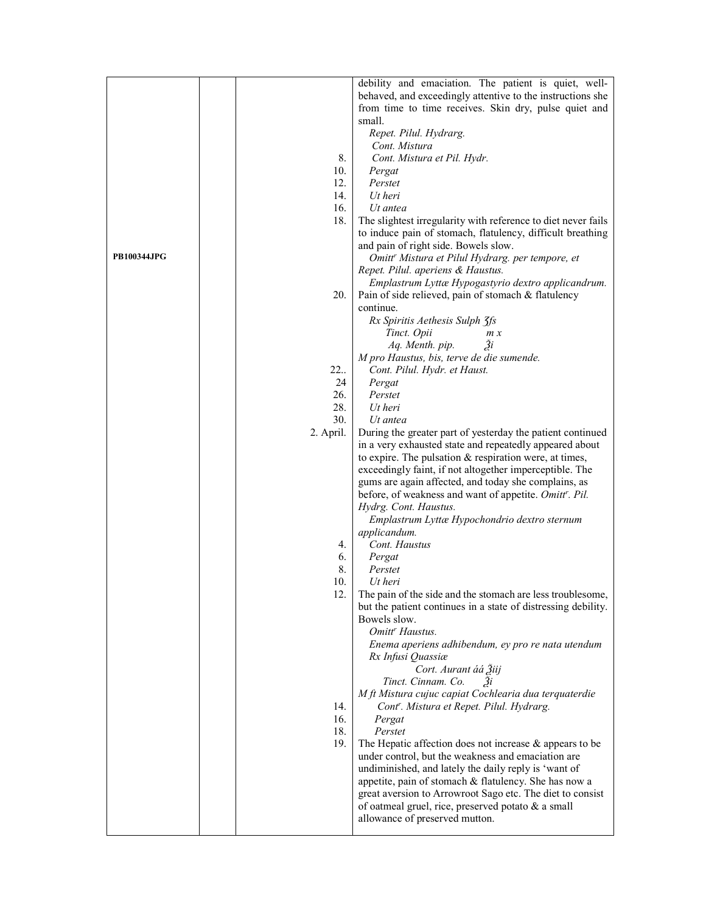| | | | |
|---|---|---|---|
| | | | debility and emaciation. The patient is quiet, well-behaved, and exceedingly attentive to the instructions she from time to time receives. Skin dry, pulse quiet and small. |
| | | | *Repet. Pilul. Hydrarg.* |
| | | | *Cont. Mistura* |
| | | 8. | *Cont. Mistura et Pil. Hydr.* |
| | | 10. | *Pergat* |
| | | 12. | *Perstet* |
| | | 14. | *Ut heri* |
| | | 16. | *Ut antea* |
| | | 18. | The slightest irregularity with reference to diet never fails to induce pain of stomach, flatulency, difficult breathing and pain of right side. Bowels slow. |
| PB100344JPG | | | *Omittr Mistura et Pilul Hydrarg. per tempore, et Repet. Pilul. aperiens & Haustus.* |
| | | | *Emplastrum Lyttæ Hypogastyrio dextro applicandrum.* |
| | | 20. | Pain of side relieved, pain of stomach & flatulency continue. |
| | | | *Rx Spiritis Aethesis Sulph ʒfs* |
| | | | *Tinct. Opii m x* |
| | | | *Aq. Menth. pip. ℥i* |
| | | | *M pro Haustus, bis, terve de die sumende.* |
| | | 22.. | *Cont. Pilul. Hydr. et Haust.* |
| | | 24 | *Pergat* |
| | | 26. | *Perstet* |
| | | 28. | *Ut heri* |
| | | 30. | *Ut antea* |
| | | 2. April. | During the greater part of yesterday the patient continued in a very exhausted state and repeatedly appeared about to expire. The pulsation & respiration were, at times, exceedingly faint, if not altogether imperceptible. The gums are again affected, and today she complains, as before, of weakness and want of appetite. *Omittr. Pil. Hydrg. Cont. Haustus.* |
| | | | *Emplastrum Lyttæ Hypochondrio dextro sternum applicandum.* |
| | | 4. | *Cont. Haustus* |
| | | 6. | *Pergat* |
| | | 8. | *Perstet* |
| | | 10. | *Ut heri* |
| | | 12. | The pain of the side and the stomach are less troublesome, but the patient continues in a state of distressing debility. Bowels slow. |
| | | | *Omittr Haustus.* |
| | | | *Enema aperiens adhibendum, ey pro re nata utendum* |
| | | | *Rx Infusi Quassiæ* |
| | | | *Cort. Aurant áá ℥iij* |
| | | | *Tinct. Cinnam. Co. ℥i* |
| | | | *M ft Mistura cujuc capiat Cochlearia dua terquaterdie* |
| | | 14. | *Contr. Mistura et Repet. Pilul. Hydrarg.* |
| | | 16. | *Pergat* |
| | | 18. | *Perstet* |
| | | 19. | The Hepatic affection does not increase & appears to be under control, but the weakness and emaciation are undiminished, and lately the daily reply is 'want of appetite, pain of stomach & flatulency. She has now a great aversion to Arrowroot Sago etc. The diet to consist of oatmeal gruel, rice, preserved potato & a small allowance of preserved mutton. |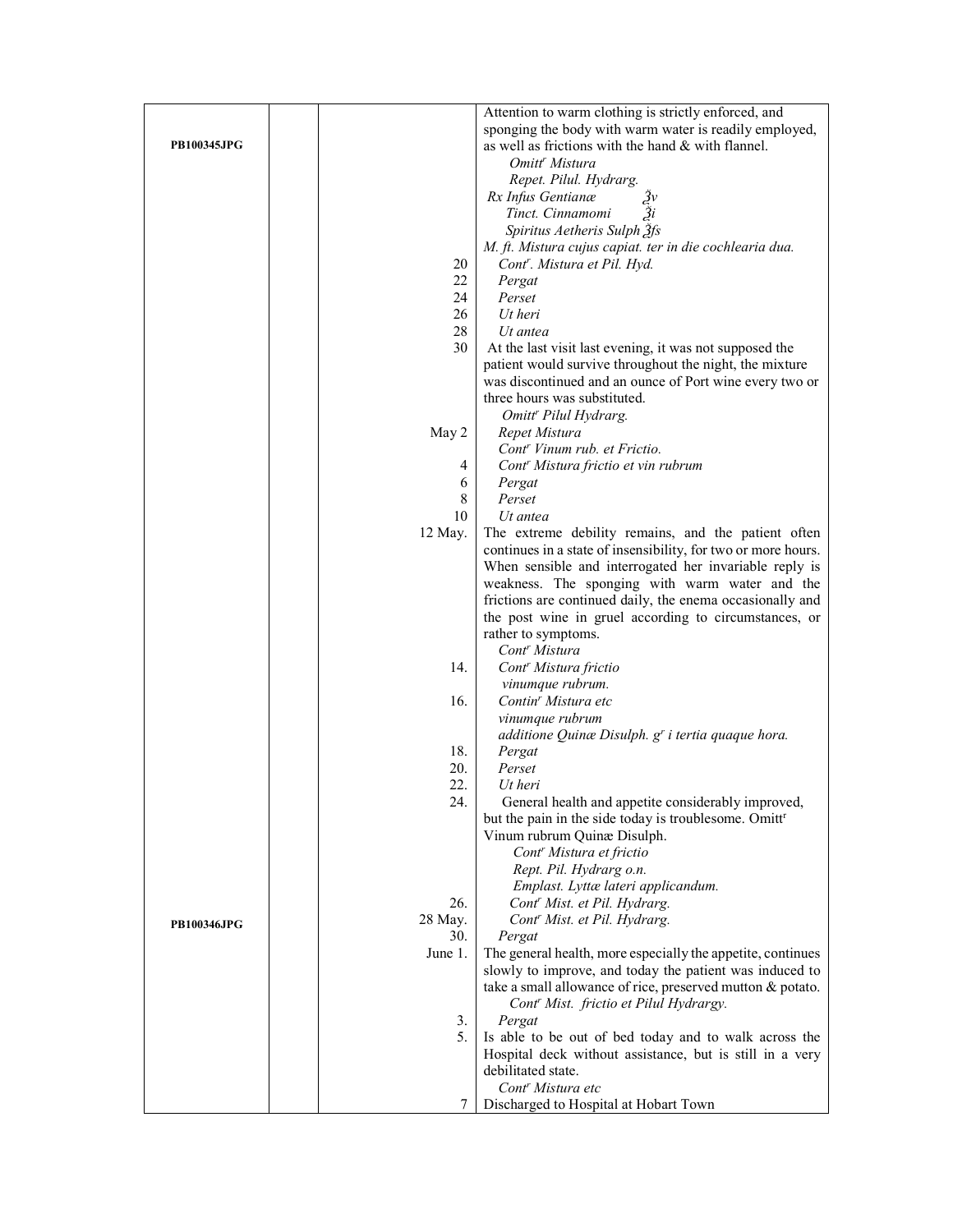| | | | |
|---|---|---|---|
| PB100345JPG | | | Attention to warm clothing is strictly enforced, and sponging the body with warm water is readily employed, as well as frictions with the hand & with flannel. |
| | | | *Omitt$^r$ Mistura* |
| | | | *Repet. Pilul. Hydrarg.* |
| | | | *Rx Infus Gentianæ ℥v* |
| | | | *Tinct. Cinnamomi ℥i* |
| | | | *Spiritus Aetheris Sulph ℥fs* |
| | | | *M. ft. Mistura cujus capiat. ter in die cochlearia dua.* |
| | | 20 | *Cont$^r$. Mistura et Pil. Hyd.* |
| | | 22 | *Pergat* |
| | | 24 | *Perset* |
| | | 26 | *Ut heri* |
| | | 28 | *Ut antea* |
| | | 30 | At the last visit last evening, it was not supposed the patient would survive throughout the night, the mixture was discontinued and an ounce of Port wine every two or three hours was substituted. |
| | | | *Omitt$^r$ Pilul Hydrarg.* |
| | | May 2 | *Repet Mistura* |
| | | | *Cont$^r$ Vinum rub. et Frictio.* |
| | | 4 | *Cont$^r$ Mistura frictio et vin rubrum* |
| | | 6 | *Pergat* |
| | | 8 | *Perset* |
| | | 10 | *Ut antea* |
| | | 12 May. | The extreme debility remains, and the patient often continues in a state of insensibility, for two or more hours. When sensible and interrogated her invariable reply is weakness. The sponging with warm water and the frictions are continued daily, the enema occasionally and the post wine in gruel according to circumstances, or rather to symptoms. |
| | | | *Cont$^r$ Mistura* |
| | | 14. | *Cont$^r$ Mistura frictio vinumque rubrum.* |
| | | 16. | *Contin$^r$ Mistura etc vinumque rubrum additione Quinæ Disulph. g$^r$ i tertia quaque hora.* |
| | | 18. | *Pergat* |
| | | 20. | *Perset* |
| | | 22. | *Ut heri* |
| | | 24. | General health and appetite considerably improved, but the pain in the side today is troublesome. Omitt$^r$ Vinum rubrum Quinæ Disulph. |
| | | | *Cont$^r$ Mistura et frictio* |
| | | | *Rept. Pil. Hydrarg o.n.* |
| | | | *Emplast. Lyttæ lateri applicandum.* |
| | | 26. | *Cont$^r$ Mist. et Pil. Hydrarg.* |
| PB100346JPG | | 28 May. | *Cont$^r$ Mist. et Pil. Hydrarg.* |
| | | 30. | *Pergat* |
| | | June 1. | The general health, more especially the appetite, continues slowly to improve, and today the patient was induced to take a small allowance of rice, preserved mutton & potato. |
| | | | *Cont$^r$ Mist. frictio et Pilul Hydrargy.* |
| | | 3. | *Pergat* |
| | | 5. | Is able to be out of bed today and to walk across the Hospital deck without assistance, but is still in a very debilitated state. |
| | | | *Cont$^r$ Mistura etc* |
| | | 7 | Discharged to Hospital at Hobart Town |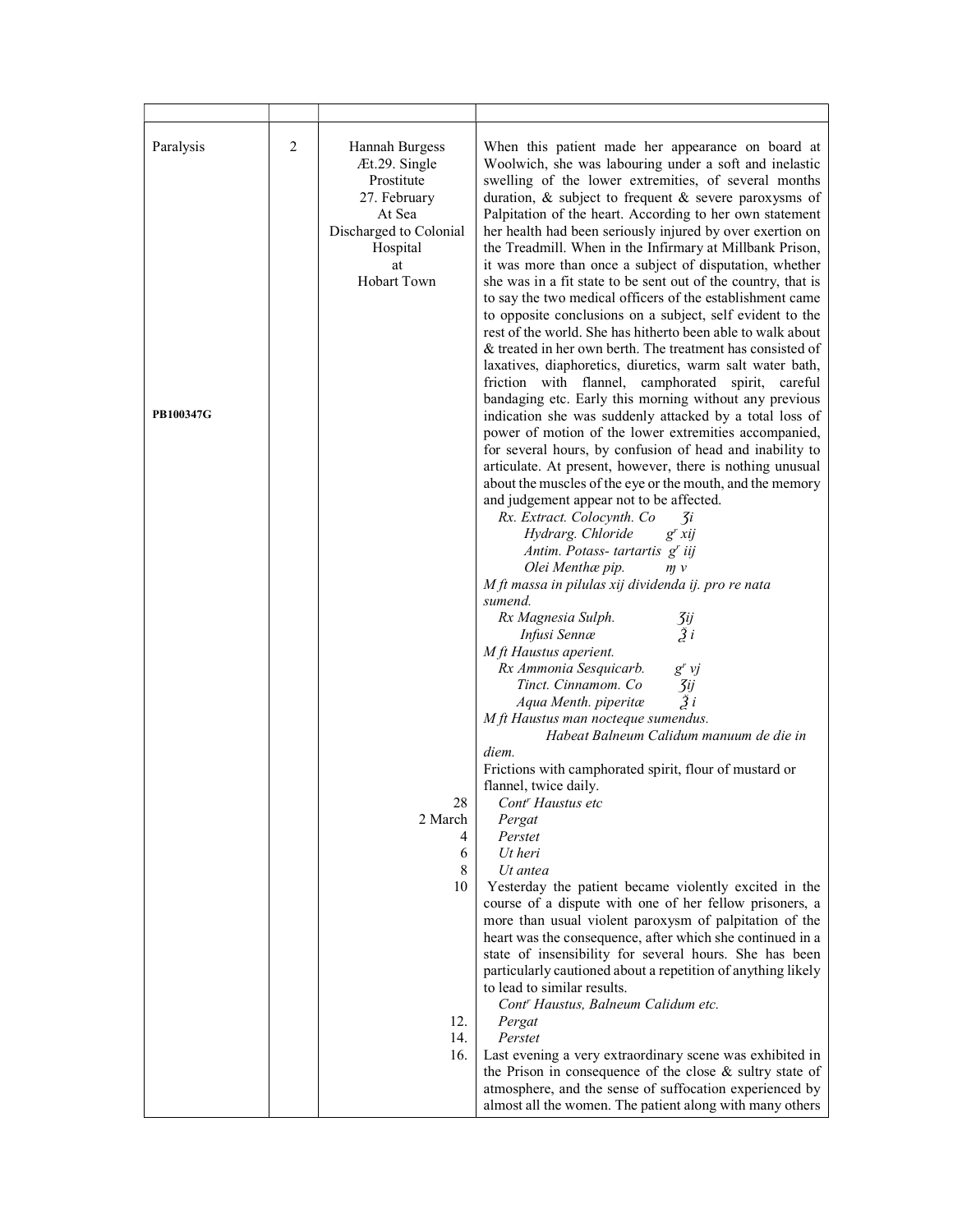| | | | |
|---|---|---|---|
| Paralysis<br><br>**PB100347G** | 2 | Hannah Burgess<br>Æt.29. Single<br>Prostitute<br>27. February<br>At Sea<br>Discharged to Colonial Hospital<br>at<br>Hobart Town | When this patient made her appearance on board at Woolwich, she was labouring under a soft and inelastic swelling of the lower extremities, of several months duration, & subject to frequent & severe paroxysms of Palpitation of the heart. According to her own statement her health had been seriously injured by over exertion on the Treadmill. When in the Infirmary at Millbank Prison, it was more than once a subject of disputation, whether she was in a fit state to be sent out of the country, that is to say the two medical officers of the establishment came to opposite conclusions on a subject, self evident to the rest of the world. She has hitherto been able to walk about & treated in her own berth. The treatment has consisted of laxatives, diaphoretics, diuretics, warm salt water bath, friction with flannel, camphorated spirit, careful bandaging etc. Early this morning without any previous indication she was suddenly attacked by a total loss of power of motion of the lower extremities accompanied, for several hours, by confusion of head and inability to articulate. At present, however, there is nothing unusual about the muscles of the eye or the mouth, and the memory and judgement appear not to be affected.<br>*Rx. Extract. Colocynth. Co ʒi*<br>*Hydrarg. Chloride gr xij*<br>*Antim. Potass- tartartis gr iij*<br>*Olei Menthæ pip. ♏ v*<br>*M ft massa in pilulas xij dividenda ij. pro re nata sumend.*<br>*Rx Magnesia Sulph. ʒij*<br>*Infusi Sennæ ℥ i*<br>*M ft Haustus aperient.*<br>*Rx Ammonia Sesquicarb. gr vj*<br>*Tinct. Cinnamom. Co ʒij*<br>*Aqua Menth. piperitæ ℥ i*<br>*M ft Haustus man nocteque sumendus.*<br>*Habeat Balneum Calidum manuum de die in diem.*<br>Frictions with camphorated spirit, flour of mustard or flannel, twice daily. |
| | | 28 | *Contr Haustus etc* |
| | | 2 March | *Pergat* |
| | | 4 | *Perstet* |
| | | 6 | *Ut heri* |
| | | 8 | *Ut antea* |
| | | 10 | Yesterday the patient became violently excited in the course of a dispute with one of her fellow prisoners, a more than usual violent paroxysm of palpitation of the heart was the consequence, after which she continued in a state of insensibility for several hours. She has been particularly cautioned about a repetition of anything likely to lead to similar results.<br>*Contr Haustus, Balneum Calidum etc.* |
| | | 12. | *Pergat* |
| | | 14. | *Perstet* |
| | | 16. | Last evening a very extraordinary scene was exhibited in the Prison in consequence of the close & sultry state of atmosphere, and the sense of suffocation experienced by almost all the women. The patient along with many others |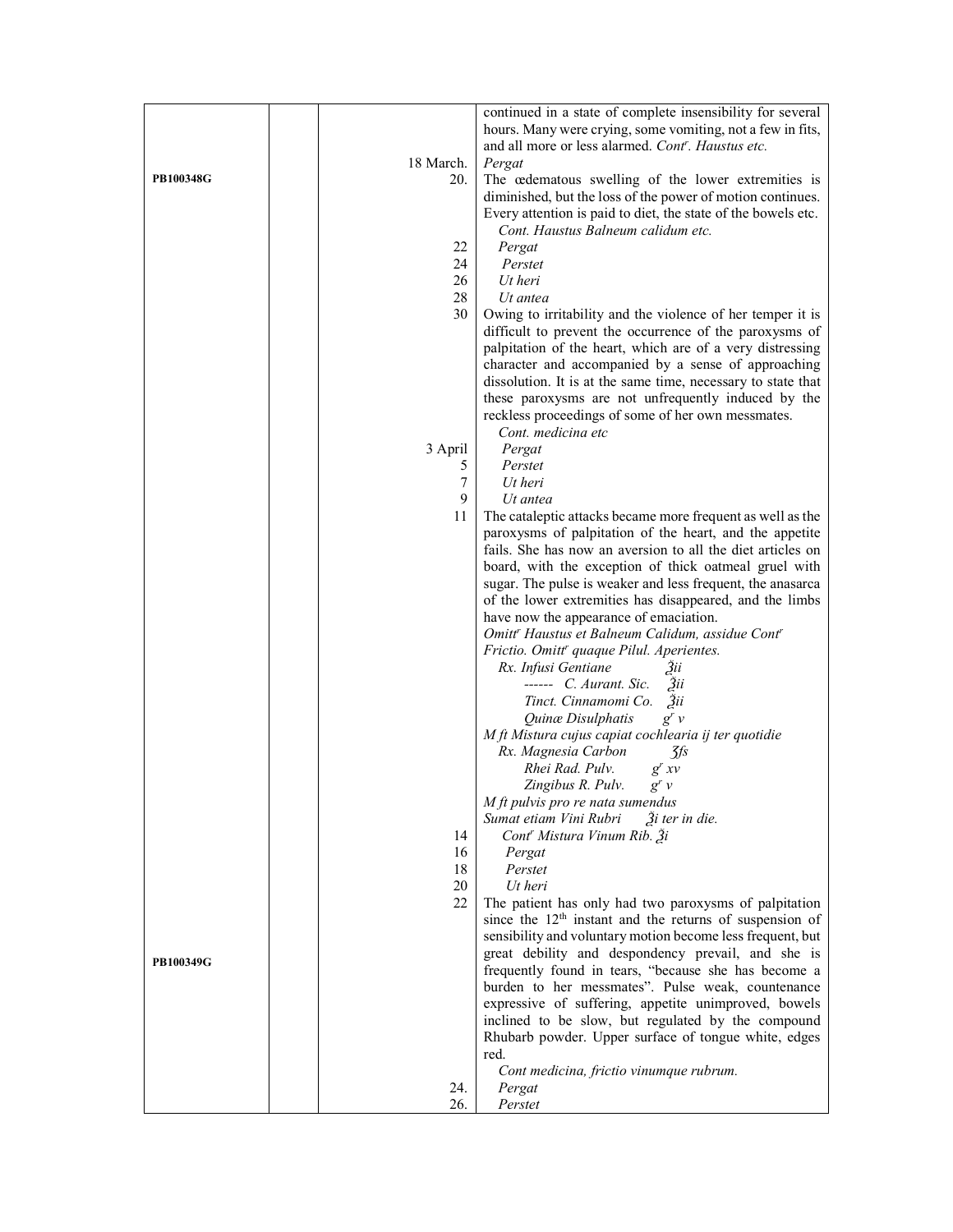| | | | |
|---|---|---|---|
| | | | continued in a state of complete insensibility for several hours. Many were crying, some vomiting, not a few in fits, and all more or less alarmed. *Cont$^r$. Haustus etc.* |
| | | 18 March. | *Pergat* |
| PB100348G | | 20. | The œdematous swelling of the lower extremities is diminished, but the loss of the power of motion continues. Every attention is paid to diet, the state of the bowels etc. *Cont. Haustus Balneum calidum etc.* |
| | | 22 | *Pergat* |
| | | 24 | *Perstet* |
| | | 26 | *Ut heri* |
| | | 28 | *Ut antea* |
| | | 30 | Owing to irritability and the violence of her temper it is difficult to prevent the occurrence of the paroxysms of palpitation of the heart, which are of a very distressing character and accompanied by a sense of approaching dissolution. It is at the same time, necessary to state that these paroxysms are not unfrequently induced by the reckless proceedings of some of her own messmates. *Cont. medicina etc* |
| | | 3 April | *Pergat* |
| | | 5 | *Perstet* |
| | | 7 | *Ut heri* |
| | | 9 | *Ut antea* |
| | | 11 | The cataleptic attacks became more frequent as well as the paroxysms of palpitation of the heart, and the appetite fails. She has now an aversion to all the diet articles on board, with the exception of thick oatmeal gruel with sugar. The pulse is weaker and less frequent, the anasarca of the lower extremities has disappeared, and the limbs have now the appearance of emaciation. *Omitt$^r$ Haustus et Balneum Calidum, assidue Cont$^r$ Frictio. Omitt$^r$ quaque Pilul. Aperientes.* *Rx. Infusi Gentiane ℥ii* *------ C. Aurant. Sic. ℥ii* *Tinct. Cinnamomi Co. ℥ii* *Quinæ Disulphatis g$^r$ v* *M ft Mistura cujus capiat cochlearia ij ter quotidie* *Rx. Magnesia Carbon ʒfs* *Rhei Rad. Pulv. g$^r$ xv* *Zingibus R. Pulv. g$^r$ v* *M ft pulvis pro re nata sumendus* *Sumat etiam Vini Rubri ℥i ter in die.* |
| | | 14 | *Cont$^r$ Mistura Vinum Rib. ℥i* |
| | | 16 | *Pergat* |
| | | 18 | *Perstet* |
| | | 20 | *Ut heri* |
| PB100349G | | 22 | The patient has only had two paroxysms of palpitation since the 12th instant and the returns of suspension of sensibility and voluntary motion become less frequent, but great debility and despondency prevail, and she is frequently found in tears, "because she has become a burden to her messmates". Pulse weak, countenance expressive of suffering, appetite unimproved, bowels inclined to be slow, but regulated by the compound Rhubarb powder. Upper surface of tongue white, edges red. *Cont medicina, frictio vinumque rubrum.* |
| | | 24. | *Pergat* |
| | | 26. | *Perstet* |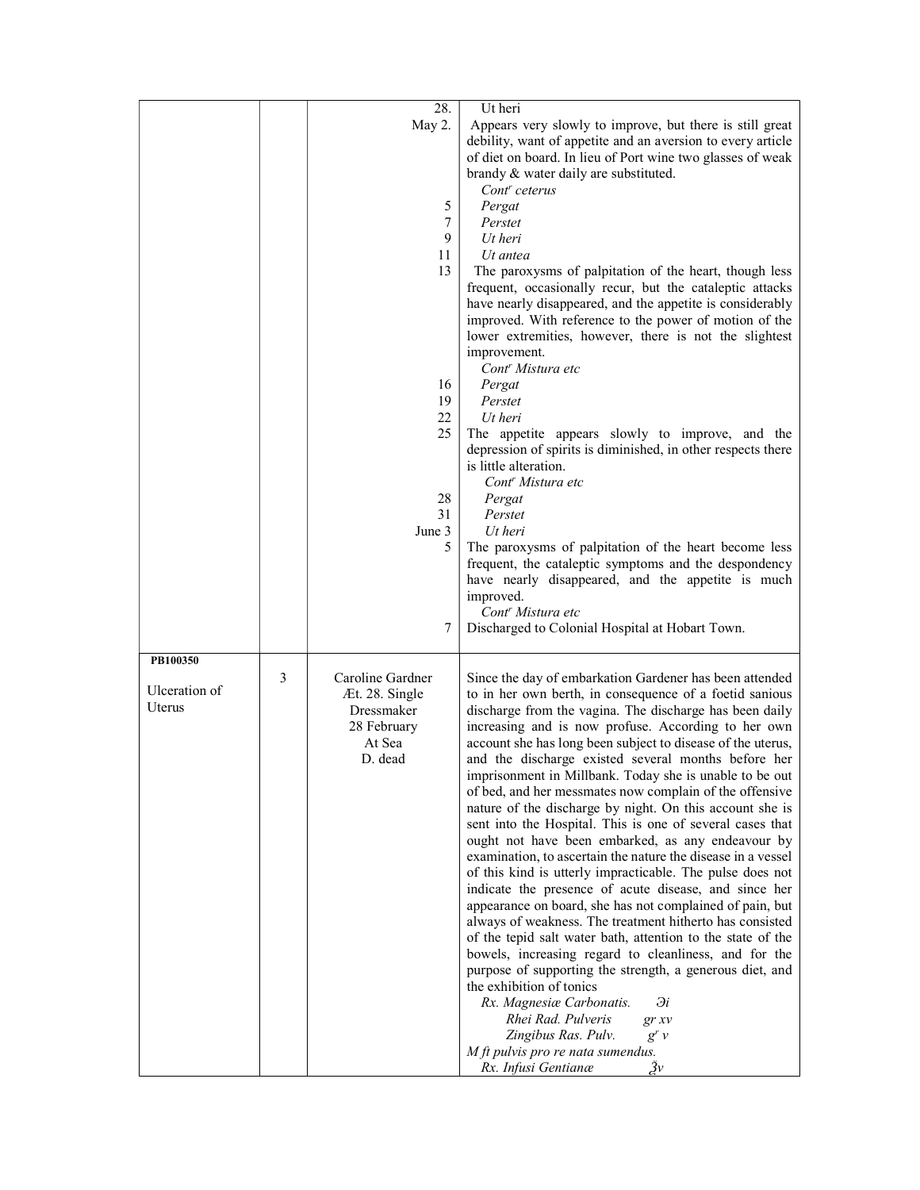| | | | |
|---|---|---|---|
| | | 28. | Ut heri |
| | | May 2. | Appears very slowly to improve, but there is still great debility, want of appetite and an aversion to every article of diet on board. In lieu of Port wine two glasses of weak brandy & water daily are substituted. *Cont^r ceterus* |
| | | 5 | *Pergat* |
| | | 7 | *Perstet* |
| | | 9 | *Ut heri* |
| | | 11 | *Ut antea* |
| | | 13 | The paroxysms of palpitation of the heart, though less frequent, occasionally recur, but the cataleptic attacks have nearly disappeared, and the appetite is considerably improved. With reference to the power of motion of the lower extremities, however, there is not the slightest improvement. *Cont^r Mistura etc* |
| | | 16 | *Pergat* |
| | | 19 | *Perstet* |
| | | 22 | *Ut heri* |
| | | 25 | The appetite appears slowly to improve, and the depression of spirits is diminished, in other respects there is little alteration. *Cont^r Mistura etc* |
| | | 28 | *Pergat* |
| | | 31 | *Perstet* |
| | | June 3 | *Ut heri* |
| | | 5 | The paroxysms of palpitation of the heart become less frequent, the cataleptic symptoms and the despondency have nearly disappeared, and the appetite is much improved. *Cont^r Mistura etc* |
| | | 7 | Discharged to Colonial Hospital at Hobart Town. |
| **PB100350** Ulceration of Uterus | 3 | Caroline Gardner Æt. 28. Single Dressmaker 28 February At Sea D. dead | Since the day of embarkation Gardener has been attended to in her own berth, in consequence of a foetid sanious discharge from the vagina. The discharge has been daily increasing and is now profuse. According to her own account she has long been subject to disease of the uterus, and the discharge existed several months before her imprisonment in Millbank. Today she is unable to be out of bed, and her messmates now complain of the offensive nature of the discharge by night. On this account she is sent into the Hospital. This is one of several cases that ought not have been embarked, as any endeavour by examination, to ascertain the nature the disease in a vessel of this kind is utterly impracticable. The pulse does not indicate the presence of acute disease, and since her appearance on board, she has not complained of pain, but always of weakness. The treatment hitherto has consisted of the tepid salt water bath, attention to the state of the bowels, increasing regard to cleanliness, and for the purpose of supporting the strength, a generous diet, and the exhibition of tonics<br>*Rx. Magnesiæ Carbonatis. ℈i*<br>*Rhei Rad. Pulveris gr xv*<br>*Zingibus Ras. Pulv. g^r v*<br>*M ft pulvis pro re nata sumendus.*<br>*Rx. Infusi Gentianæ ℥v* |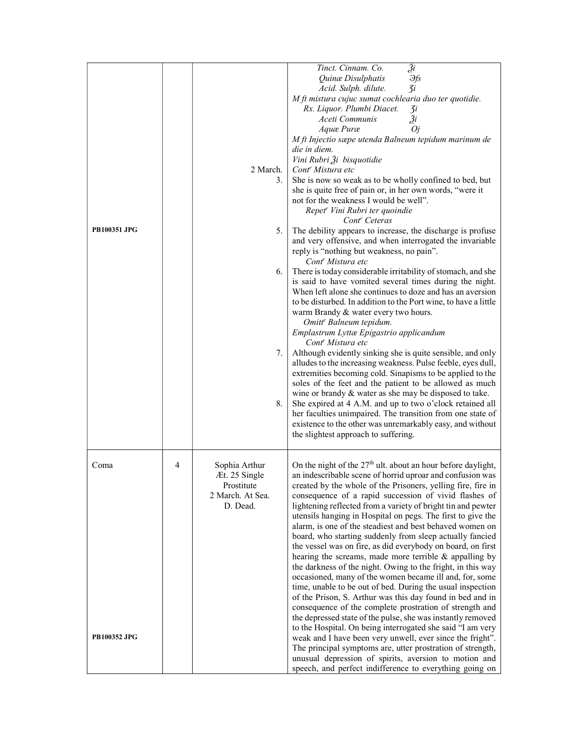| | | | |
|---|---|---|---|
| PB100351 JPG | | 2 March.<br>3.<br><br><br><br>5.<br><br><br><br>6.<br><br><br><br><br><br><br>7.<br><br><br><br><br>8. | *Tinct. Cinnam. Co.* ℥i<br>*Quinæ Disulphatis* ℈ſs<br>*Acid. Sulph. dilute.* ʒi<br>*M ft mistura cujuc sumat cochlearia duo ter quotidie.*<br>*Rx. Liquor. Plumbi Diacet.* ʒi<br>*Aceti Communis* ℥i<br>*Aquæ Puræ* Oj<br>*M ft Injectio sæpe utenda Balneum tepidum marinum de die in diem.*<br>*Vini Rubri ℥i bisquotidie*<br>*Cont<sup>r</sup> Mistura etc*<br>She is now so weak as to be wholly confined to bed, but she is quite free of pain or, in her own words, "were it not for the weakness I would be well".<br>*Repet<sup>r</sup> Vini Rubri ter quoindie*<br>*Cont<sup>r</sup> Ceteras*<br>The debility appears to increase, the discharge is profuse and very offensive, and when interrogated the invariable reply is "nothing but weakness, no pain".<br>*Cont<sup>r</sup> Mistura etc*<br>There is today considerable irritability of stomach, and she is said to have vomited several times during the night. When left alone she continues to doze and has an aversion to be disturbed. In addition to the Port wine, to have a little warm Brandy & water every two hours.<br>*Omitt<sup>r</sup> Balneum tepidum.*<br>*Emplastrum Lyttæ Epigastrio applicandum*<br>*Cont<sup>r</sup> Mistura etc*<br>Although evidently sinking she is quite sensible, and only alludes to the increasing weakness. Pulse feeble, eyes dull, extremities becoming cold. Sinapisms to be applied to the soles of the feet and the patient to be allowed as much wine or brandy & water as she may be disposed to take.<br>She expired at 4 A.M. and up to two o'clock retained all her faculties unimpaired. The transition from one state of existence to the other was unremarkably easy, and without the slightest approach to suffering. |
| Coma<br><br><br><br><br><br><br><br><br><br><br><br><br><br><br><br>PB100352 JPG | 4 | Sophia Arthur<br>Æt. 25 Single<br>Prostitute<br>2 March. At Sea.<br>D. Dead. | On the night of the 27th ult. about an hour before daylight, an indescribable scene of horrid uproar and confusion was created by the whole of the Prisoners, yelling fire, fire in consequence of a rapid succession of vivid flashes of lightening reflected from a variety of bright tin and pewter utensils hanging in Hospital on pegs. The first to give the alarm, is one of the steadiest and best behaved women on board, who starting suddenly from sleep actually fancied the vessel was on fire, as did everybody on board, on first hearing the screams, made more terrible & appalling by the darkness of the night. Owing to the fright, in this way occasioned, many of the women became ill and, for, some time, unable to be out of bed. During the usual inspection of the Prison, S. Arthur was this day found in bed and in consequence of the complete prostration of strength and the depressed state of the pulse, she was instantly removed to the Hospital. On being interrogated she said "I am very weak and I have been very unwell, ever since the fright". The principal symptoms are, utter prostration of strength, unusual depression of spirits, aversion to motion and speech, and perfect indifference to everything going on |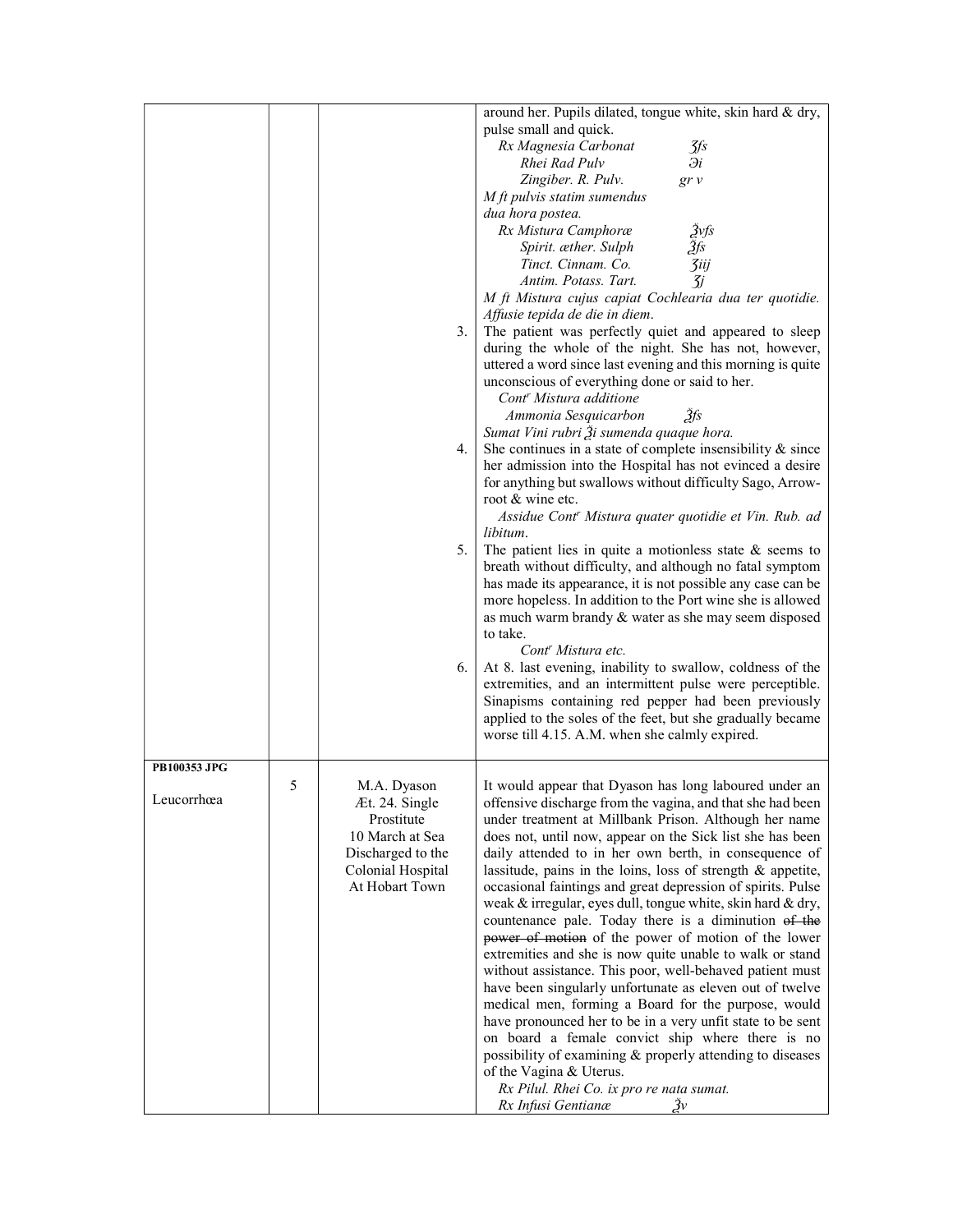| | | | | |
|---|---|---|---|---|
| | | | | around her. Pupils dilated, tongue white, skin hard & dry, pulse small and quick.<br>*Rx Magnesia Carbonat ʒfs*<br>*Rhei Rad Pulv ℈i*<br>*Zingiber. R. Pulv. gr v*<br>*M ft pulvis statim sumendus dua hora postea.*<br>*Rx Mistura Camphoræ ℥vfs*<br>*Spirit. æther. Sulph ℥fs*<br>*Tinct. Cinnam. Co. ʒiij*<br>*Antim. Potass. Tart. ʒj*<br>*M ft Mistura cujus capiat Cochlearia dua ter quotidie. Affusie tepida de die in diem.* |
| | | | 3. | The patient was perfectly quiet and appeared to sleep during the whole of the night. She has not, however, uttered a word since last evening and this morning is quite unconscious of everything done or said to her.<br>*Cont^r Mistura additione*<br>*Ammonia Sesquicarbon ℥fs*<br>*Sumat Vini rubri ℥i sumenda quaque hora.* |
| | | | 4. | She continues in a state of complete insensibility & since her admission into the Hospital has not evinced a desire for anything but swallows without difficulty Sago, Arrow-root & wine etc.<br>*Assidue Cont^r Mistura quater quotidie et Vin. Rub. ad libitum.* |
| | | | 5. | The patient lies in quite a motionless state & seems to breath without difficulty, and although no fatal symptom has made its appearance, it is not possible any case can be more hopeless. In addition to the Port wine she is allowed as much warm brandy & water as she may seem disposed to take.<br>*Cont^r Mistura etc.* |
| | | | 6. | At 8. last evening, inability to swallow, coldness of the extremities, and an intermittent pulse were perceptible. Sinapisms containing red pepper had been previously applied to the soles of the feet, but she gradually became worse till 4.15. A.M. when she calmly expired. |
| **PB100353 JPG**<br><br>Leucorrhœa | 5 | M.A. Dyason<br>Æt. 24. Single<br>Prostitute<br>10 March at Sea<br>Discharged to the Colonial Hospital At Hobart Town | | It would appear that Dyason has long laboured under an offensive discharge from the vagina, and that she had been under treatment at Millbank Prison. Although her name does not, until now, appear on the Sick list she has been daily attended to in her own berth, in consequence of lassitude, pains in the loins, loss of strength & appetite, occasional faintings and great depression of spirits. Pulse weak & irregular, eyes dull, tongue white, skin hard & dry, countenance pale. Today there is a diminution ~~of the power of motion~~ of the power of motion of the lower extremities and she is now quite unable to walk or stand without assistance. This poor, well-behaved patient must have been singularly unfortunate as eleven out of twelve medical men, forming a Board for the purpose, would have pronounced her to be in a very unfit state to be sent on board a female convict ship where there is no possibility of examining & properly attending to diseases of the Vagina & Uterus.<br>*Rx Pilul. Rhei Co. ix pro re nata sumat.*<br>*Rx Infusi Gentianæ ℥v* |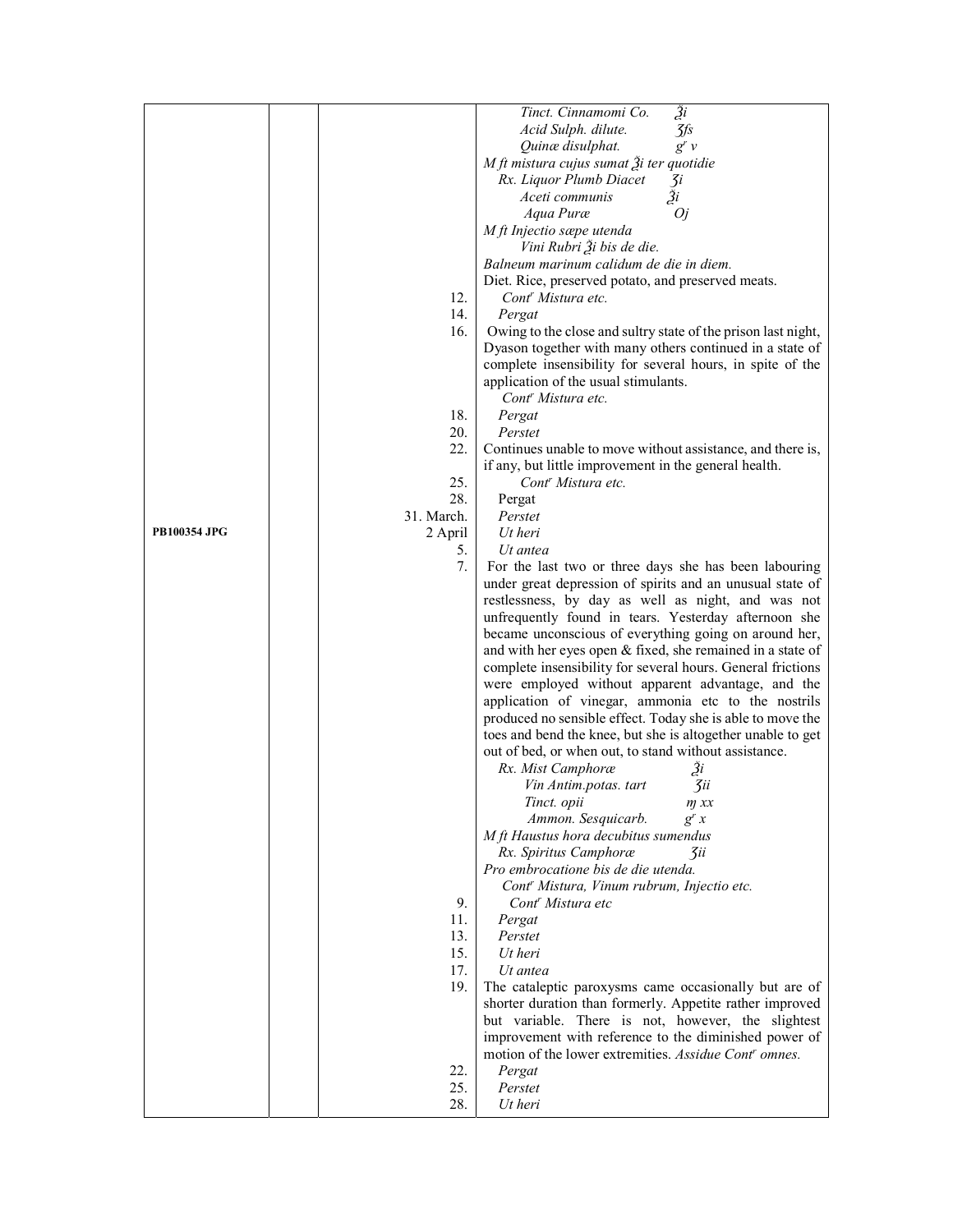| | | | |
|---|---|---|---|
| | | | *Tinct. Cinnamomi Co.* ℥i<br>*Acid Sulph. dilute.* ʒfs<br>*Quinæ disulphat.* $g^r$ v<br>*M ft mistura cujus sumat ℥i ter quotidie*<br>*Rx. Liquor Plumb Diacet* ʒi<br>*Aceti communis* ℥i<br>*Aqua Puræ* *Oj*<br>*M ft Injectio sæpe utenda*<br>*Vini Rubri ℥i bis de die.*<br>*Balneum marinum calidum de die in diem.*<br>Diet. Rice, preserved potato, and preserved meats. |
| | | 12. | *Cont<sup></sup>r Mistura etc.* |
| | | 14. | *Pergat* |
| | | 16. | Owing to the close and sultry state of the prison last night, Dyason together with many others continued in a state of complete insensibility for several hours, in spite of the application of the usual stimulants.<br>*Cont^r Mistura etc.* |
| | | 18. | *Pergat* |
| | | 20. | *Perstet* |
| | | 22. | Continues unable to move without assistance, and there is, if any, but little improvement in the general health. |
| | | 25. | *Cont^r Mistura etc.* |
| | | 28. | Pergat |
| | | 31. March. | *Perstet* |
| **PB100354 JPG** | | 2 April | *Ut heri* |
| | | 5. | *Ut antea* |
| | | 7. | For the last two or three days she has been labouring under great depression of spirits and an unusual state of restlessness, by day as well as night, and was not unfrequently found in tears. Yesterday afternoon she became unconscious of everything going on around her, and with her eyes open & fixed, she remained in a state of complete insensibility for several hours. General frictions were employed without apparent advantage, and the application of vinegar, ammonia etc to the nostrils produced no sensible effect. Today she is able to move the toes and bend the knee, but she is altogether unable to get out of bed, or when out, to stand without assistance.<br>*Rx. Mist Camphoræ* ℥i<br>*Vin Antim.potas. tart* ʒii<br>*Tinct. opii* ♏ xx<br>*Ammon. Sesquicarb.* $g^r$ x<br>*M ft Haustus hora decubitus sumendus*<br>*Rx. Spiritus Camphoræ* ʒii<br>*Pro embrocatione bis de die utenda.*<br>*Cont^r Mistura, Vinum rubrum, Injectio etc.* |
| | | 9. | *Cont^r Mistura etc* |
| | | 11. | *Pergat* |
| | | 13. | *Perstet* |
| | | 15. | *Ut heri* |
| | | 17. | *Ut antea* |
| | | 19. | The cataleptic paroxysms came occasionally but are of shorter duration than formerly. Appetite rather improved but variable. There is not, however, the slightest improvement with reference to the diminished power of motion of the lower extremities. *Assidue Cont^r omnes.* |
| | | 22. | *Pergat* |
| | | 25. | *Perstet* |
| | | 28. | *Ut heri* |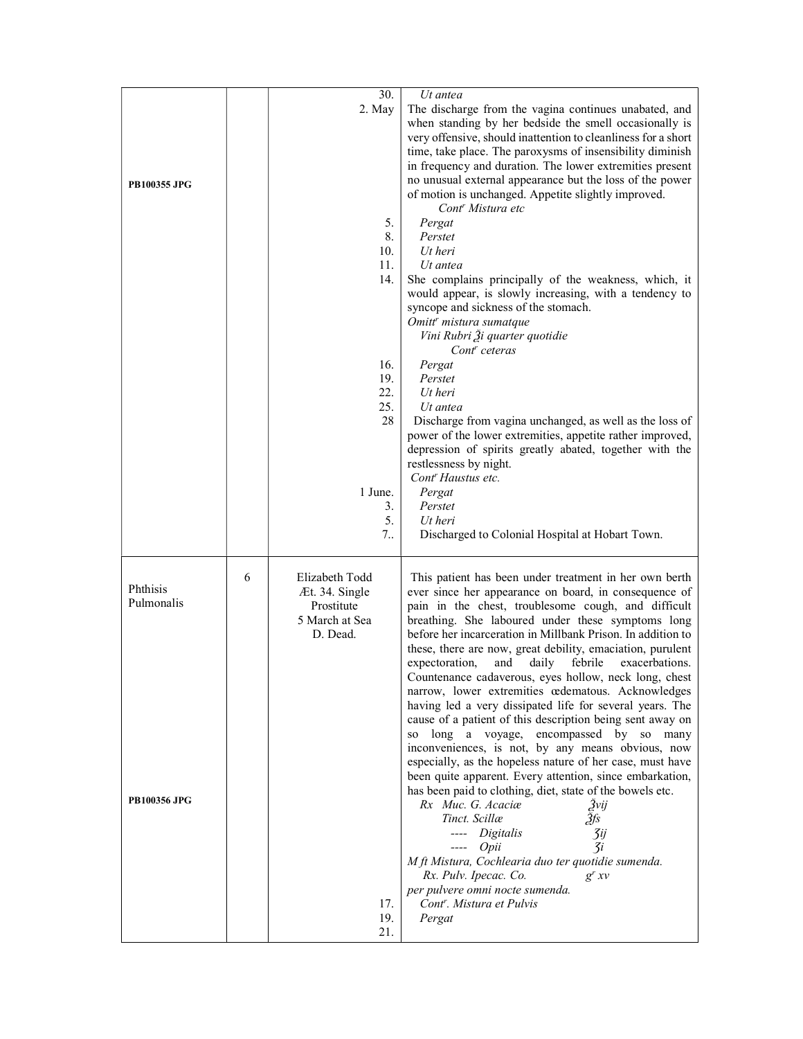| | | | |
|---|---|---|---|
| PB100355 JPG | | 30. | *Ut antea* |
| | | 2. May | The discharge from the vagina continues unabated, and when standing by her bedside the smell occasionally is very offensive, should inattention to cleanliness for a short time, take place. The paroxysms of insensibility diminish in frequency and duration. The lower extremities present no unusual external appearance but the loss of the power of motion is unchanged. Appetite slightly improved. *Cont$^{r}$ Mistura etc* |
| | | 5. | *Pergat* |
| | | 8. | *Perstet* |
| | | 10. | *Ut heri* |
| | | 11. | *Ut antea* |
| | | 14. | She complains principally of the weakness, which, it would appear, is slowly increasing, with a tendency to syncope and sickness of the stomach. *Omitt$^{r}$ mistura sumatque Vini Rubri ℥i quarter quotidie Cont$^{r}$ ceteras* |
| | | 16. | *Pergat* |
| | | 19. | *Perstet* |
| | | 22. | *Ut heri* |
| | | 25. | *Ut antea* |
| | | 28 | Discharge from vagina unchanged, as well as the loss of power of the lower extremities, appetite rather improved, depression of spirits greatly abated, together with the restlessness by night. *Cont$^{r}$ Haustus etc.* |
| | | 1 June. | *Pergat* |
| | | 3. | *Perstet* |
| | | 5. | *Ut heri* |
| | | 7.. | Discharged to Colonial Hospital at Hobart Town. |
| Phthisis Pulmonalis | 6 | Elizabeth Todd Æt. 34. Single Prostitute 5 March at Sea D. Dead. | This patient has been under treatment in her own berth ever since her appearance on board, in consequence of pain in the chest, troublesome cough, and difficult breathing. She laboured under these symptoms long before her incarceration in Millbank Prison. In addition to these, there are now, great debility, emaciation, purulent expectoration, and daily febrile exacerbations. Countenance cadaverous, eyes hollow, neck long, chest narrow, lower extremities œdematous. Acknowledges having led a very dissipated life for several years. The cause of a patient of this description being sent away on so long a voyage, encompassed by so many inconveniences, is not, by any means obvious, now especially, as the hopeless nature of her case, must have been quite apparent. Every attention, since embarkation, has been paid to clothing, diet, state of the bowels etc. |
| PB100356 JPG | | | *Rx Muc. G. Acaciæ ℥vij; Tinct. Scillæ ℥fs; ---- Digitalis ʒij; ---- Opii ʒi* *M ft Mistura, Cochlearia duo ter quotidie sumenda.* *Rx. Pulv. Ipecac. Co. g$^{r}$ xv per pulvere omni nocte sumenda.* |
| | | 17. | *Cont$^{r}$. Mistura et Pulvis* |
| | | 19. | *Pergat* |
| | | 21. | |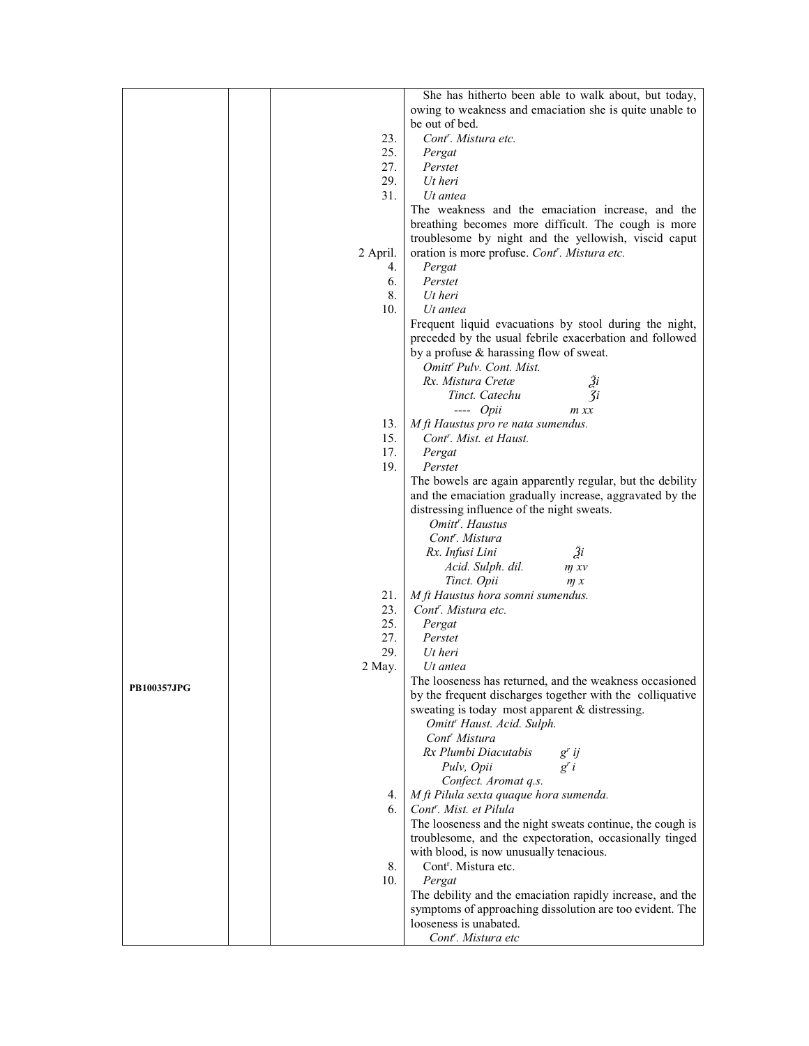| | | | |
|---|---|---|---|
| | | | She has hitherto been able to walk about, but today, owing to weakness and emaciation she is quite unable to be out of bed. |
| | | 23. | *Cont*r. *Mistura etc.* |
| | | 25. | *Pergat* |
| | | 27. | *Perstet* |
| | | 29. | *Ut heri* |
| | | 31. | *Ut antea* |
| | | | The weakness and the emaciation increase, and the breathing becomes more difficult. The cough is more troublesome by night and the yellowish, viscid caput |
| | | 2 April. | oration is more profuse. *Cont*r. *Mistura etc.* |
| | | 4. | *Pergat* |
| | | 6. | *Perstet* |
| | | 8. | *Ut heri* |
| | | 10. | *Ut antea* |
| | | | Frequent liquid evacuations by stool during the night, preceded by the usual febrile exacerbation and followed by a profuse & harassing flow of sweat. |
| | | | *Omitt*r *Pulv. Cont. Mist.* |
| | | | *Rx. Mistura Cretæ* ℥i |
| | | | *Tinct. Catechu* ʒi |
| | | | *---- Opii* ♏ xx |
| | | 13. | *M ft Haustus pro re nata sumendus.* |
| | | 15. | *Cont*r. *Mist. et Haust.* |
| | | 17. | *Pergat* |
| | | 19. | *Perstet* |
| | | | The bowels are again apparently regular, but the debility and the emaciation gradually increase, aggravated by the distressing influence of the night sweats. |
| | | | *Omitt*r. *Haustus* |
| | | | *Cont*r. *Mistura* |
| | | | *Rx. Infusi Lini* ℥i |
| | | | *Acid. Sulph. dil.* ♏ xv |
| | | | *Tinct. Opii* ♏ x |
| | | 21. | *M ft Haustus hora somni sumendus.* |
| | | 23. | *Cont*r. *Mistura etc.* |
| | | 25. | *Pergat* |
| | | 27. | *Perstet* |
| | | 29. | *Ut heri* |
| | | 2 May. | *Ut antea* |
| **PB100357JPG** | | | The looseness has returned, and the weakness occasioned by the frequent discharges together with the colliquative sweating is today most apparent & distressing. |
| | | | *Omitt*r *Haust. Acid. Sulph.* |
| | | | *Cont*r *Mistura* |
| | | | *Rx Plumbi Diacutabis* gr ij |
| | | | *Pulv, Opii* gr i |
| | | | *Confect. Aromat q.s.* |
| | | 4. | *M ft Pilula sexta quaque hora sumenda.* |
| | | 6. | *Cont*r. *Mist. et Pilula* |
| | | | The looseness and the night sweats continue, the cough is troublesome, and the expectoration, occasionally tinged with blood, is now unusually tenacious. |
| | | 8. | Contr. Mistura etc. |
| | | 10. | *Pergat* |
| | | | The debility and the emaciation rapidly increase, and the symptoms of approaching dissolution are too evident. The looseness is unabated. |
| | | | *Cont*r. *Mistura etc* |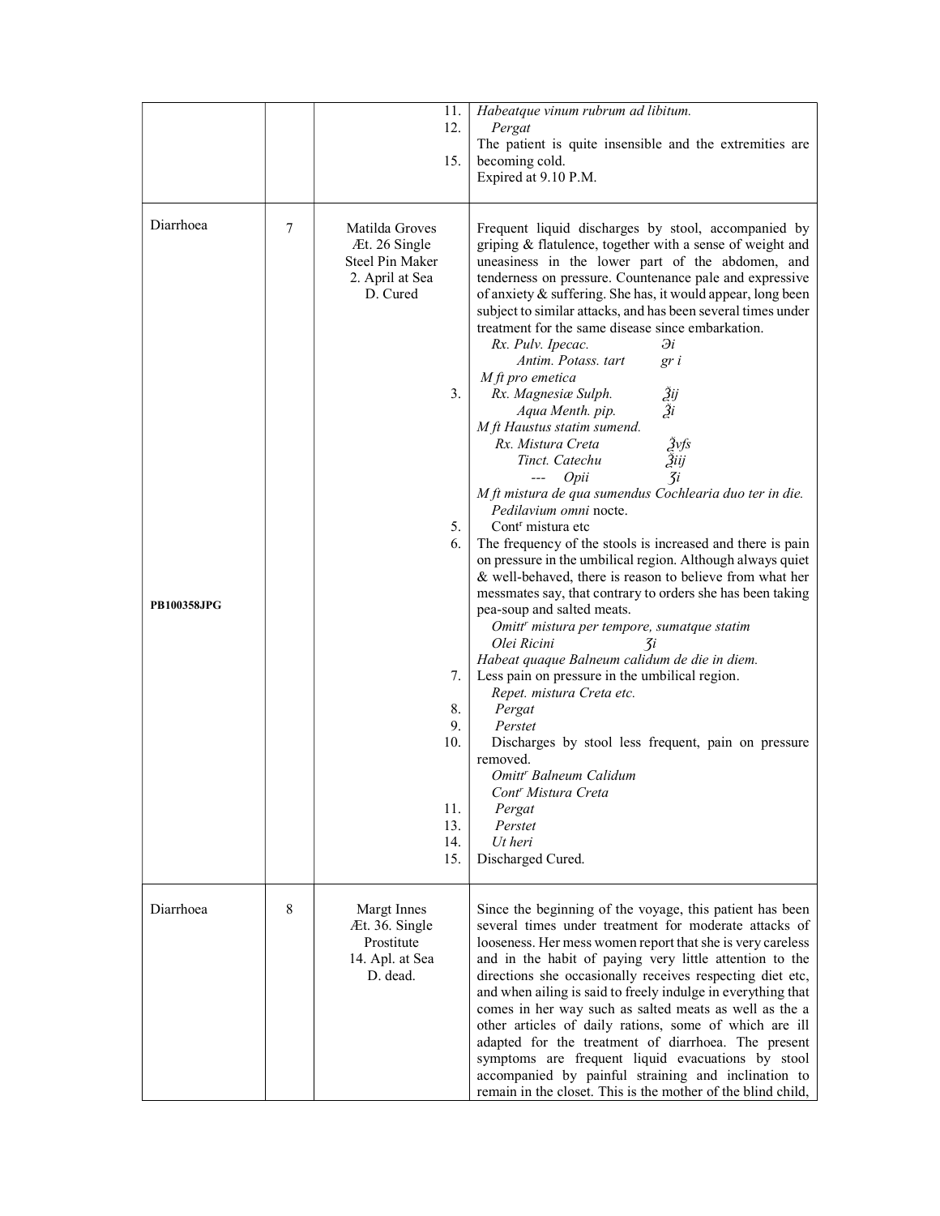| | | | |
|---|---|---|---|
| | | 11.<br>12.<br><br>15. | *Habeatque vinum rubrum ad libitum.*<br>*Pergat*<br>The patient is quite insensible and the extremities are becoming cold.<br>Expired at 9.10 P.M. |
| Diarrhoea<br><br><br><br><br><br><br><br><br><br><br><br><br><br><br><br><br><br><br><br><br><br><br>**PB100358JPG** | 7 | Matilda Groves<br>Æt. 26 Single<br>Steel Pin Maker<br>2. April at Sea<br>D. Cured<br><br><br><br><br><br><br><br><br><br>3.<br><br><br><br><br><br><br><br><br><br>5.<br>6.<br><br><br><br><br><br><br><br><br>7.<br><br>8.<br>9.<br>10.<br><br><br><br>11.<br>13.<br>14.<br>15. | Frequent liquid discharges by stool, accompanied by griping & flatulence, together with a sense of weight and uneasiness in the lower part of the abdomen, and tenderness on pressure. Countenance pale and expressive of anxiety & suffering. She has, it would appear, long been subject to similar attacks, and has been several times under treatment for the same disease since embarkation.<br>*Rx. Pulv. Ipecac.* Ͽi<br>*Antim. Potass. tart* *gr i*<br>*M ft pro emetica*<br>*Rx. Magnesiæ Sulph.* ℥ij<br>*Aqua Menth. pip.* ℥i<br>*M ft Haustus statim sumend.*<br>*Rx. Mistura Creta* ℥vfs<br>*Tinct. Catechu* ℥iij<br>*--- Opii* ʒi<br>*M ft mistura de qua sumendus Cochlearia duo ter in die.*<br>*Pedilavium omni* nocte.<br>Cont[r] mistura etc<br>The frequency of the stools is increased and there is pain on pressure in the umbilical region. Although always quiet & well-behaved, there is reason to believe from what her messmates say, that contrary to orders she has been taking pea-soup and salted meats.<br>*Omitt[r] mistura per tempore, sumatque statim*<br>*Olei Ricini* ʒi<br>*Habeat quaque Balneum calidum de die in diem.*<br>Less pain on pressure in the umbilical region.<br>*Repet. mistura Creta etc.*<br>*Pergat*<br>*Perstet*<br>Discharges by stool less frequent, pain on pressure removed.<br>*Omitt[r] Balneum Calidum*<br>*Cont[r] Mistura Creta*<br>*Pergat*<br>*Perstet*<br>*Ut heri*<br>Discharged Cured. |
| Diarrhoea | 8 | Margt Innes<br>Æt. 36. Single<br>Prostitute<br>14. Apl. at Sea<br>D. dead. | Since the beginning of the voyage, this patient has been several times under treatment for moderate attacks of looseness. Her mess women report that she is very careless and in the habit of paying very little attention to the directions she occasionally receives respecting diet etc, and when ailing is said to freely indulge in everything that comes in her way such as salted meats as well as the a other articles of daily rations, some of which are ill adapted for the treatment of diarrhoea. The present symptoms are frequent liquid evacuations by stool accompanied by painful straining and inclination to remain in the closet. This is the mother of the blind child, |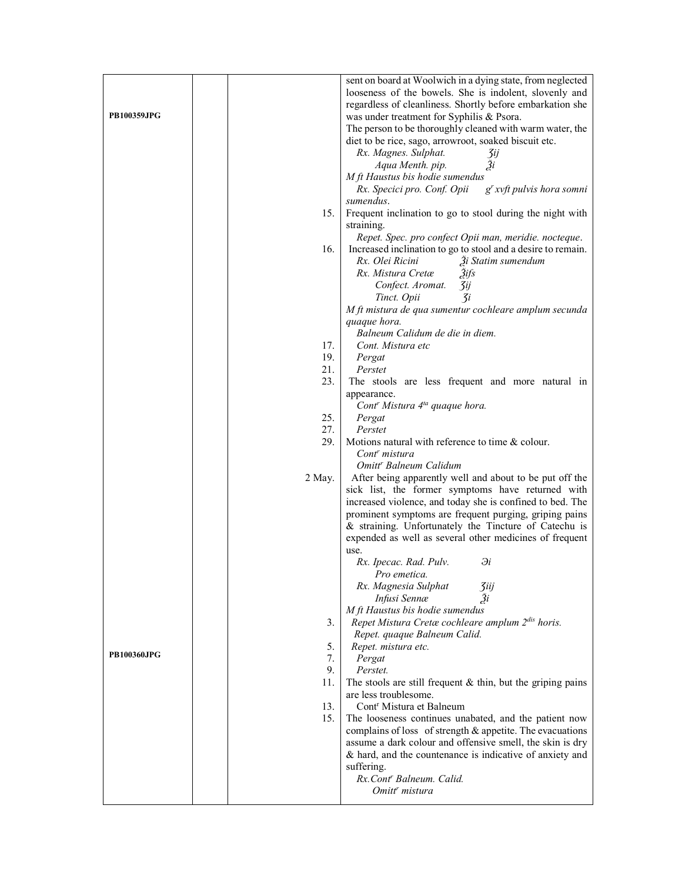| | | | |
|---|---|---|---|
| PB100359JPG | | | sent on board at Woolwich in a dying state, from neglected looseness of the bowels. She is indolent, slovenly and regardless of cleanliness. Shortly before embarkation she was under treatment for Syphilis & Psora. |
| | | | The person to be thoroughly cleaned with warm water, the diet to be rice, sago, arrowroot, soaked biscuit etc. |
| | | | *Rx. Magnes. Sulphat.* ʒij |
| | | | *Aqua Menth. pip.* ℥i |
| | | | *M ft Haustus bis hodie sumendus* |
| | | | *Rx. Specici pro. Conf. Opii* g^r *xvft pulvis hora somni sumendus*. |
| | | 15. | Frequent inclination to go to stool during the night with straining. |
| | | | *Repet. Spec. pro confect Opii man, meridie. nocteque*. |
| | | 16. | Increased inclination to go to stool and a desire to remain. |
| | | | *Rx. Olei Ricini* ℥i *Statim sumendum* |
| | | | *Rx. Mistura Cretæ* ℥ifs |
| | | | *Confect. Aromat.* ʒij |
| | | | *Tinct. Opii* ʒi |
| | | | *M ft mistura de qua sumentur cochleare amplum secunda quaque hora.* |
| | | | *Balneum Calidum de die in diem.* |
| | | 17. | *Cont. Mistura etc* |
| | | 19. | *Pergat* |
| | | 21. | *Perstet* |
| | | 23. | The stools are less frequent and more natural in appearance. |
| | | | *Cont^r Mistura 4^ta quaque hora.* |
| | | 25. | *Pergat* |
| | | 27. | *Perstet* |
| | | 29. | Motions natural with reference to time & colour. |
| | | | *Cont^r mistura* |
| | | | *Omitt^r Balneum Calidum* |
| | | 2 May. | After being apparently well and about to be put off the sick list, the former symptoms have returned with increased violence, and today she is confined to bed. The prominent symptoms are frequent purging, griping pains & straining. Unfortunately the Tincture of Catechu is expended as well as several other medicines of frequent use. |
| | | | *Rx. Ipecac. Rad. Pulv.* ℈i |
| | | | *Pro emetica.* |
| | | | *Rx. Magnesia Sulphat* ʒiij |
| | | | *Infusi Sennæ* ℥i |
| | | | *M ft Haustus bis hodie sumendus* |
| | | 3. | *Repet Mistura Cretæ cochleare amplum 2^dis horis.* |
| | | | *Repet. quaque Balneum Calid.* |
| PB100360JPG | | 5. | *Repet. mistura etc.* |
| | | 7. | *Pergat* |
| | | 9. | *Perstet.* |
| | | 11. | The stools are still frequent & thin, but the griping pains are less troublesome. |
| | | 13. | Cont^r Mistura et Balneum |
| | | 15. | The looseness continues unabated, and the patient now complains of loss of strength & appetite. The evacuations assume a dark colour and offensive smell, the skin is dry & hard, and the countenance is indicative of anxiety and suffering. |
| | | | *Rx.Cont^r Balneum. Calid.* |
| | | | *Omitt^r mistura* |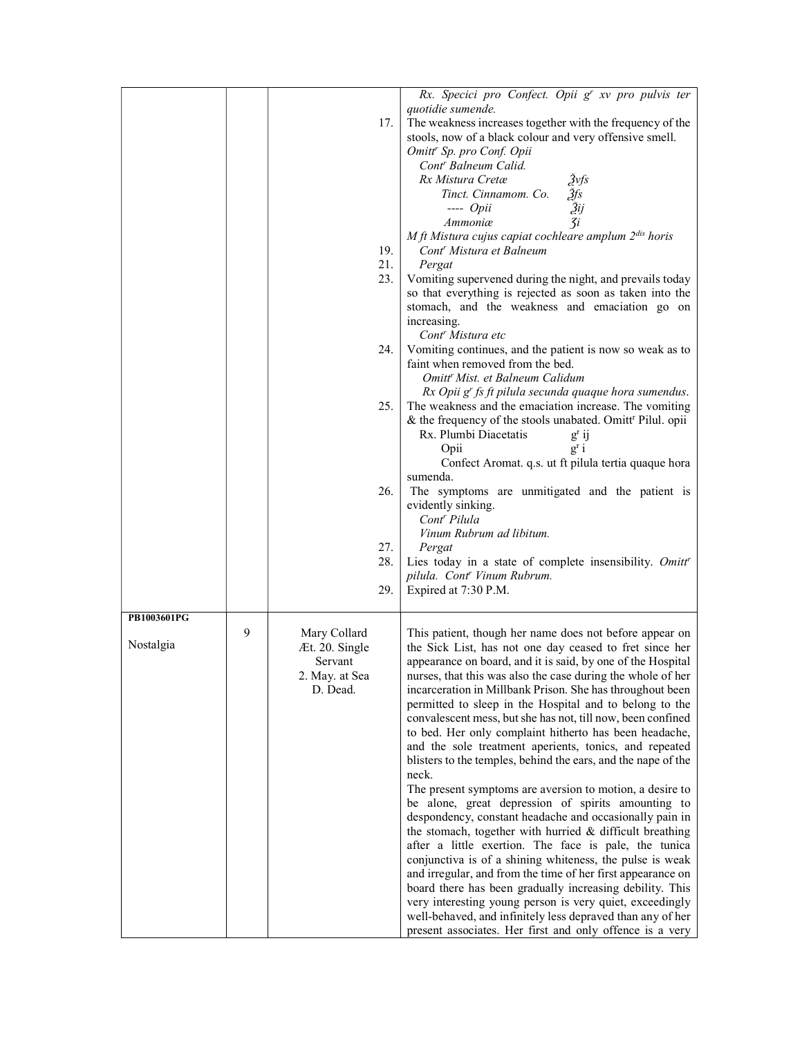| | | | |
|---|---|---|---|
| | | | *Rx. Specici pro Confect. Opii gr xv pro pulvis ter quotidie sumende.* |
| | | 17. | The weakness increases together with the frequency of the stools, now of a black colour and very offensive smell.<br>*Omittr Sp. pro Conf. Opii*<br>*Contr Balneum Calid.*<br>*Rx Mistura Cretæ ℥vfs*<br>*Tinct. Cinnamom. Co. ℥fs*<br>*---- Opii ℥ij*<br>*Ammoniæ ʒi*<br>*M ft Mistura cujus capiat cochleare amplum 2dis horis* |
| | | 19. | *Contr Mistura et Balneum* |
| | | 21. | *Pergat* |
| | | 23. | Vomiting supervened during the night, and prevails today so that everything is rejected as soon as taken into the stomach, and the weakness and emaciation go on increasing.<br>*Contr Mistura etc* |
| | | 24. | Vomiting continues, and the patient is now so weak as to faint when removed from the bed.<br>*Omittr Mist. et Balneum Calidum*<br>*Rx Opii gr fs ft pilula secunda quaque hora sumendus.* |
| | | 25. | The weakness and the emaciation increase. The vomiting & the frequency of the stools unabated. Omittr Pilul. opii<br>Rx. Plumbi Diacetatis gr ij<br>Opii gr i<br>Confect Aromat. q.s. ut ft pilula tertia quaque hora sumenda. |
| | | 26. | The symptoms are unmitigated and the patient is evidently sinking.<br>*Contr Pilula*<br>*Vinum Rubrum ad libitum.* |
| | | 27. | *Pergat* |
| | | 28. | Lies today in a state of complete insensibility. *Omittr pilula. Contr Vinum Rubrum.* |
| | | 29. | Expired at 7:30 P.M. |
| **PB1003601PG**<br><br>Nostalgia | 9 | Mary Collard<br>Æt. 20. Single<br>Servant<br>2. May. at Sea<br>D. Dead. | This patient, though her name does not before appear on the Sick List, has not one day ceased to fret since her appearance on board, and it is said, by one of the Hospital nurses, that this was also the case during the whole of her incarceration in Millbank Prison. She has throughout been permitted to sleep in the Hospital and to belong to the convalescent mess, but she has not, till now, been confined to bed. Her only complaint hitherto has been headache, and the sole treatment aperients, tonics, and repeated blisters to the temples, behind the ears, and the nape of the neck.<br>The present symptoms are aversion to motion, a desire to be alone, great depression of spirits amounting to despondency, constant headache and occasionally pain in the stomach, together with hurried & difficult breathing after a little exertion. The face is pale, the tunica conjunctiva is of a shining whiteness, the pulse is weak and irregular, and from the time of her first appearance on board there has been gradually increasing debility. This very interesting young person is very quiet, exceedingly well-behaved, and infinitely less depraved than any of her present associates. Her first and only offence is a very |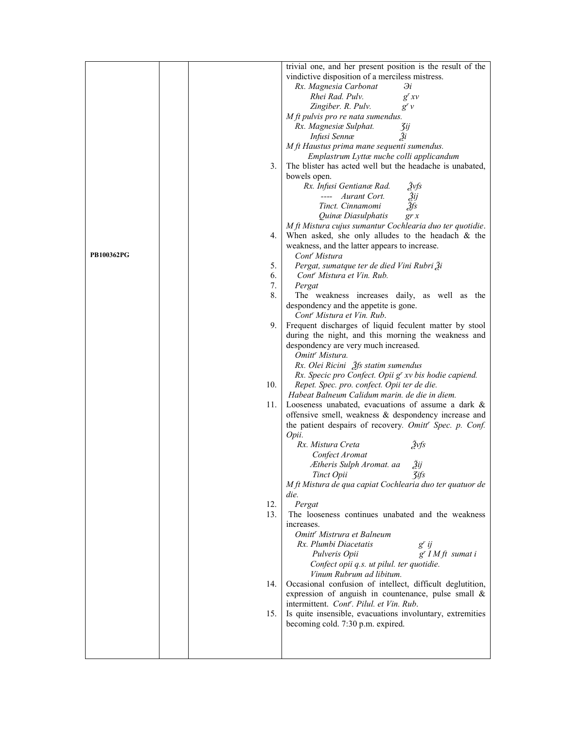| | | | | |
|---|---|---|---|---|
| PB100362PG | | | | trivial one, and her present position is the result of the vindictive disposition of a merciless mistress.<br>*Rx. Magnesia Carbonat* Ↄi<br>*Rhei Rad. Pulv.* gr xv<br>*Zingiber. R. Pulv.* gr v<br>*M ft pulvis pro re nata sumendus.*<br>*Rx. Magnesiæ Sulphat.* ʒij<br>*Infusi Sennæ* ℥i<br>*M ft Haustus prima mane sequenti sumendus.*<br>*Emplastrum Lyttæ nuche colli applicandum* |
| | | | 3. | The blister has acted well but the headache is unabated, bowels open.<br>*Rx. Infusi Gentianæ Rad.* ℥vfs<br>*---- Aurant Cort.* ℥ij<br>*Tinct. Cinnamomi* ℥fs<br>*Quinæ Diasulphatis* gr x<br>*M ft Mistura cujus sumantur Cochlearia duo ter quotidie.* |
| | | | 4. | When asked, she only alludes to the headach & the weakness, and the latter appears to increase.<br>*Contr Mistura* |
| | | | 5. | *Pergat, sumatque ter de died Vini Rubri* ℥i |
| | | | 6. | *Contr Mistura et Vin. Rub.* |
| | | | 7. | *Pergat* |
| | | | 8. | The weakness increases daily, as well as the despondency and the appetite is gone.<br>*Contr Mistura et Vin. Rub.* |
| | | | 9. | Frequent discharges of liquid feculent matter by stool during the night, and this morning the weakness and despondency are very much increased.<br>*Omittr Mistura.*<br>*Rx. Olei Ricini ℥fs statim sumendus*<br>*Rx. Specic pro Confect. Opii gr xv bis hodie capiend.* |
| | | | 10. | *Repet. Spec. pro. confect. Opii ter de die.*<br>*Habeat Balneum Calidum marin. de die in diem.* |
| | | | 11. | Looseness unabated, evacuations of assume a dark & offensive smell, weakness & despondency increase and the patient despairs of recovery. *Omittr Spec. p. Conf. Opii.*<br>*Rx. Mistura Creta* ℥vfs<br>*Confect Aromat*<br>*Ætheris Sulph Aromat. aa* ℥ij<br>*Tinct Opii* ʒifs<br>*M ft Mistura de qua capiat Cochlearia duo ter quatuor de die.* |
| | | | 12. | *Pergat* |
| | | | 13. | The looseness continues unabated and the weakness increases.<br>*Omittr Mistrura et Balneum*<br>*Rx. Plumbi Diacetatis* gr ij<br>*Pulveris Opii* gr I *M ft sumat i*<br>*Confect opii q.s. ut pilul. ter quotidie.*<br>*Vinum Rubrum ad libitum.* |
| | | | 14. | Occasional confusion of intellect, difficult deglutition, expression of anguish in countenance, pulse small & intermittent. *Contr. Pilul. et Vin. Rub.* |
| | | | 15. | Is quite insensible, evacuations involuntary, extremities becoming cold. 7:30 p.m. expired. |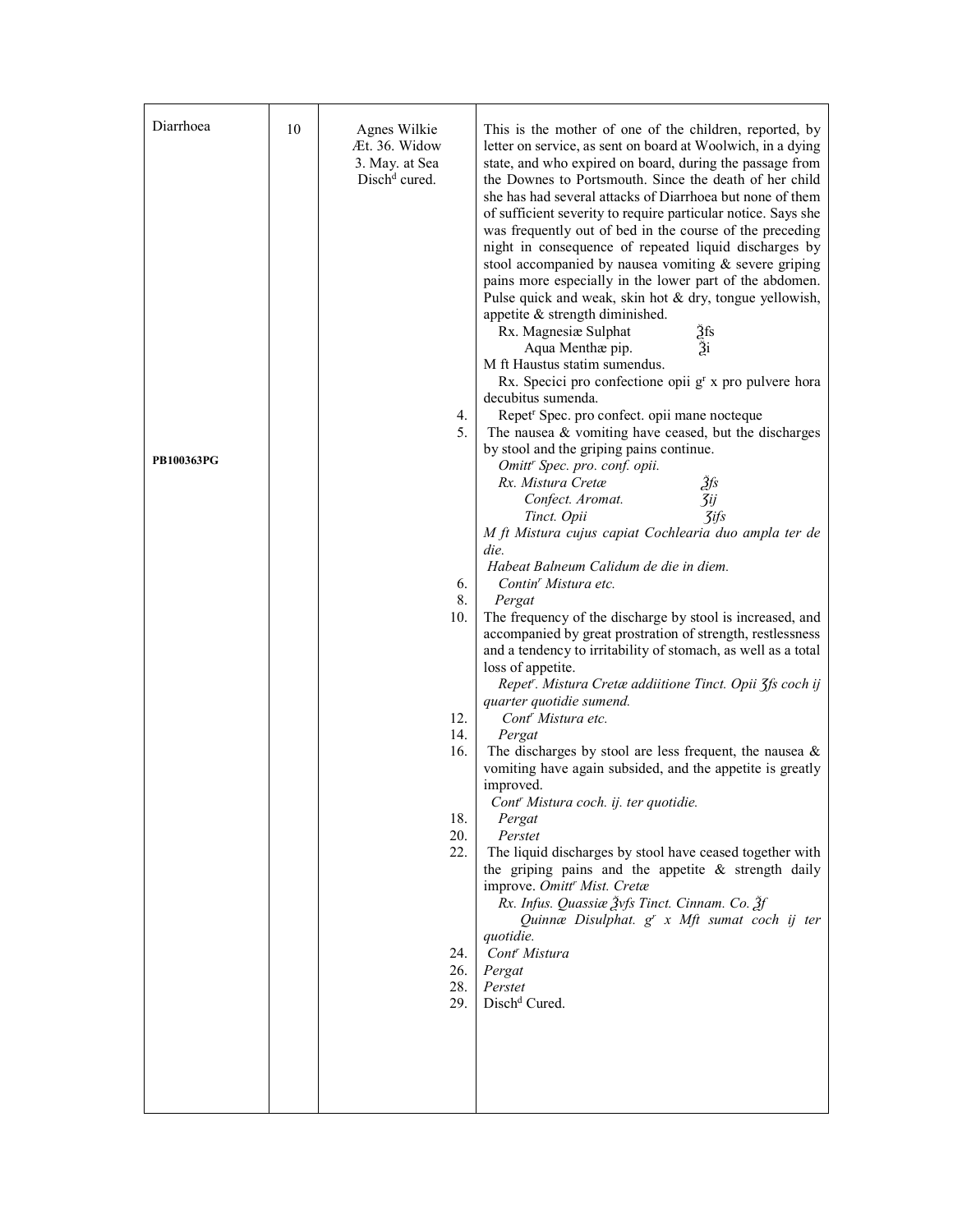| Diarrhoea | 10 | Agnes Wilkie<br>Æt. 36. Widow<br>3. May. at Sea<br>Disch[d] cured. | |
|---|---|---|---|
| | | | This is the mother of one of the children, reported, by letter on service, as sent on board at Woolwich, in a dying state, and who expired on board, during the passage from the Downes to Portsmouth. Since the death of her child she has had several attacks of Diarrhoea but none of them of sufficient severity to require particular notice. Says she was frequently out of bed in the course of the preceding night in consequence of repeated liquid discharges by stool accompanied by nausea vomiting & severe griping pains more especially in the lower part of the abdomen. Pulse quick and weak, skin hot & dry, tongue yellowish, appetite & strength diminished.<br>Rx. Magnesiæ Sulphat ℥fs<br>Aqua Menthæ pip. ℥i<br>M ft Haustus statim sumendus.<br>Rx. Specici pro confectione opii g[r] x pro pulvere hora decubitus sumenda. |
| | | 4. | Repet[r] Spec. pro confect. opii mane nocteque |
| PB100363PG | | 5. | The nausea & vomiting have ceased, but the discharges by stool and the griping pains continue.<br>*Omitt[r] Spec. pro. conf. opii.*<br>*Rx. Mistura Cretæ ℥fs*<br>*Confect. Aromat. ʒij*<br>*Tinct. Opii ʒifs*<br>*M ft Mistura cujus capiat Cochlearia duo ampla ter de die.*<br>*Habeat Balneum Calidum de die in diem.* |
| | | 6. | *Contin[r] Mistura etc.* |
| | | 8. | *Pergat* |
| | | 10. | The frequency of the discharge by stool is increased, and accompanied by great prostration of strength, restlessness and a tendency to irritability of stomach, as well as a total loss of appetite.<br>*Repet[r]. Mistura Cretæ addiitione Tinct. Opii ʒfs coch ij quarter quotidie sumend.* |
| | | 12. | *Cont[r] Mistura etc.* |
| | | 14. | *Pergat* |
| | | 16. | The discharges by stool are less frequent, the nausea & vomiting have again subsided, and the appetite is greatly improved.<br>*Cont[r] Mistura coch. ij. ter quotidie.* |
| | | 18. | *Pergat* |
| | | 20. | *Perstet* |
| | | 22. | The liquid discharges by stool have ceased together with the griping pains and the appetite & strength daily improve. *Omitt[r] Mist. Cretæ*<br>*Rx. Infus. Quassiæ ℥vfs Tinct. Cinnam. Co. ℥f*<br>*Quinnæ Disulphat. g[r] x Mft sumat coch ij ter quotidie.* |
| | | 24. | *Cont[r] Mistura* |
| | | 26. | *Pergat* |
| | | 28. | *Perstet* |
| | | 29. | Disch[d] Cured. |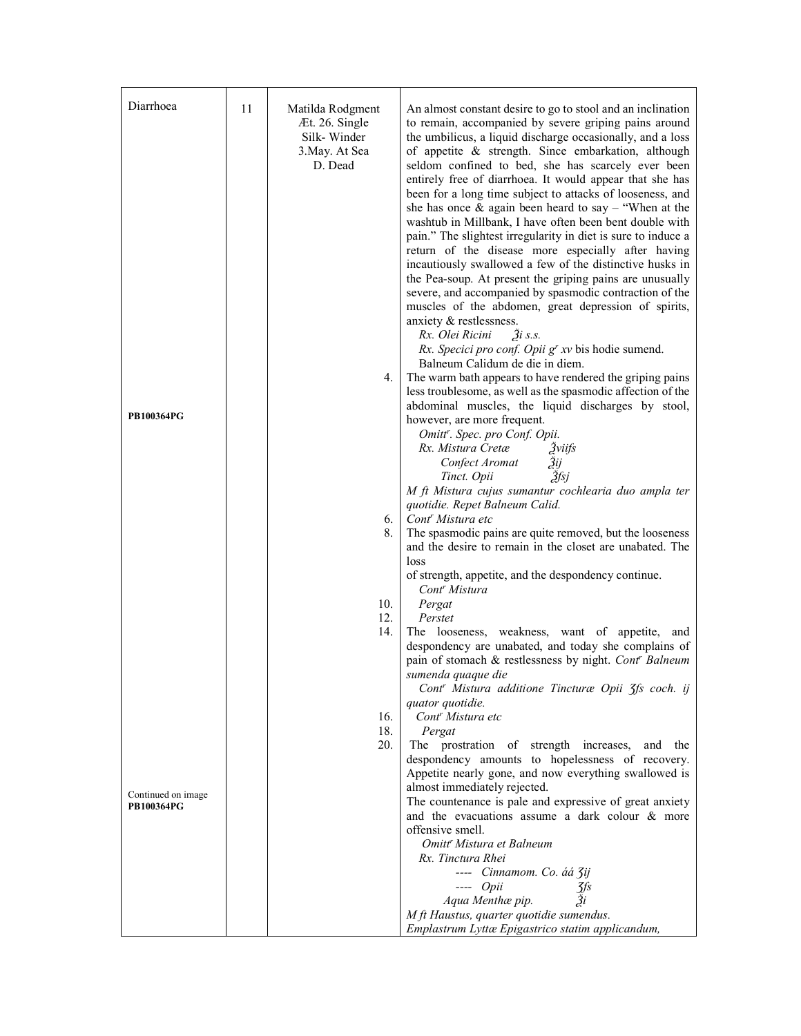| | | | |
|---|---|---|---|
| Diarrhoea | 11 | Matilda Rodgment<br>Æt. 26. Single<br>Silk- Winder<br>3.May. At Sea<br>D. Dead | An almost constant desire to go to stool and an inclination to remain, accompanied by severe griping pains around the umbilicus, a liquid discharge occasionally, and a loss of appetite & strength. Since embarkation, although seldom confined to bed, she has scarcely ever been entirely free of diarrhoea. It would appear that she has been for a long time subject to attacks of looseness, and she has once & again been heard to say – "When at the washtub in Millbank, I have often been bent double with pain." The slightest irregularity in diet is sure to induce a return of the disease more especially after having incautiously swallowed a few of the distinctive husks in the Pea-soup. At present the griping pains are unusually severe, and accompanied by spasmodic contraction of the muscles of the abdomen, great depression of spirits, anxiety & restlessness.<br>*Rx. Olei Ricini ℥i s.s.*<br>*Rx. Specici pro conf. Opii gr xv* bis hodie sumend.<br>Balneum Calidum de die in diem. |
| PB100364PG | | 4. | The warm bath appears to have rendered the griping pains less troublesome, as well as the spasmodic affection of the abdominal muscles, the liquid discharges by stool, however, are more frequent.<br>*Omittr. Spec. pro Conf. Opii.*<br>*Rx. Mistura Cretæ ℥viifs*<br>*Confect Aromat ℥ij*<br>*Tinct. Opii ℥fsj*<br>*M ft Mistura cujus sumantur cochlearia duo ampla ter quotidie. Repet Balneum Calid.* |
| | | 6. | *Contr Mistura etc* |
| | | 8. | The spasmodic pains are quite removed, but the looseness and the desire to remain in the closet are unabated. The loss<br>of strength, appetite, and the despondency continue.<br>*Contr Mistura* |
| | | 10. | *Pergat* |
| | | 12. | *Perstet* |
| | | 14. | The looseness, weakness, want of appetite, and despondency are unabated, and today she complains of pain of stomach & restlessness by night. *Contr Balneum sumenda quaque die*<br>*Contr Mistura additione Tincturæ Opii ʒfs coch. ij quator quotidie.* |
| | | 16. | *Contr Mistura etc* |
| | | 18. | *Pergat* |
| Continued on image<br>**PB100364PG** | | 20. | The prostration of strength increases, and the despondency amounts to hopelessness of recovery. Appetite nearly gone, and now everything swallowed is almost immediately rejected.<br>The countenance is pale and expressive of great anxiety and the evacuations assume a dark colour & more offensive smell.<br>*Omittr Mistura et Balneum*<br>*Rx. Tinctura Rhei*<br>*---- Cinnamom. Co. áá ʒij*<br>*---- Opii ʒfs*<br>*Aqua Menthæ pip. ℥i*<br>*M ft Haustus, quarter quotidie sumendus.*<br>*Emplastrum Lyttæ Epigastrico statim applicandum,* |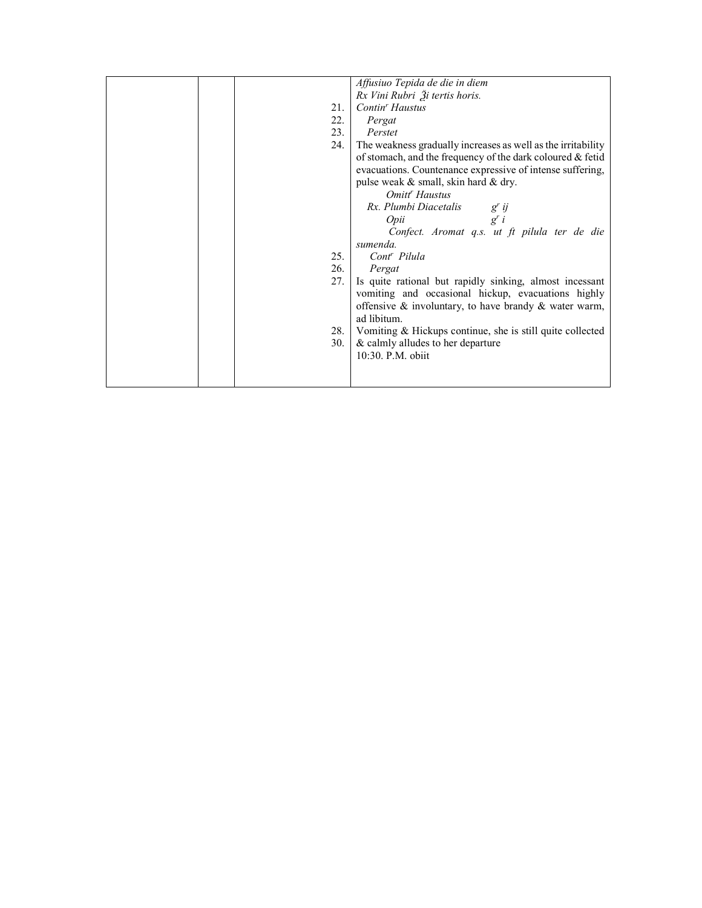| | | | |
|---|---|---|---|
| | | | *Affusiuo Tepida de die in diem* |
| | | | *Rx Vini Rubri ℥i tertis horis.* |
| | | 21. | *Contin$^{r}$ Haustus* |
| | | 22. | *Pergat* |
| | | 23. | *Perstet* |
| | | 24. | The weakness gradually increases as well as the irritability of stomach, and the frequency of the dark coloured & fetid evacuations. Countenance expressive of intense suffering, pulse weak & small, skin hard & dry. *Omitt$^{r}$ Haustus* *Rx. Plumbi Diacetalis g$^{r}$ ij* *Opii g$^{r}$ i* *Confect. Aromat q.s. ut ft pilula ter de die sumenda.* |
| | | 25. | *Cont$^{r}$ Pilula* |
| | | 26. | *Pergat* |
| | | 27. | Is quite rational but rapidly sinking, almost incessant vomiting and occasional hickup, evacuations highly offensive & involuntary, to have brandy & water warm, ad libitum. |
| | | 28. | Vomiting & Hickups continue, she is still quite collected |
| | | 30. | & calmly alludes to her departure |
| | | | 10:30. P.M. obiit |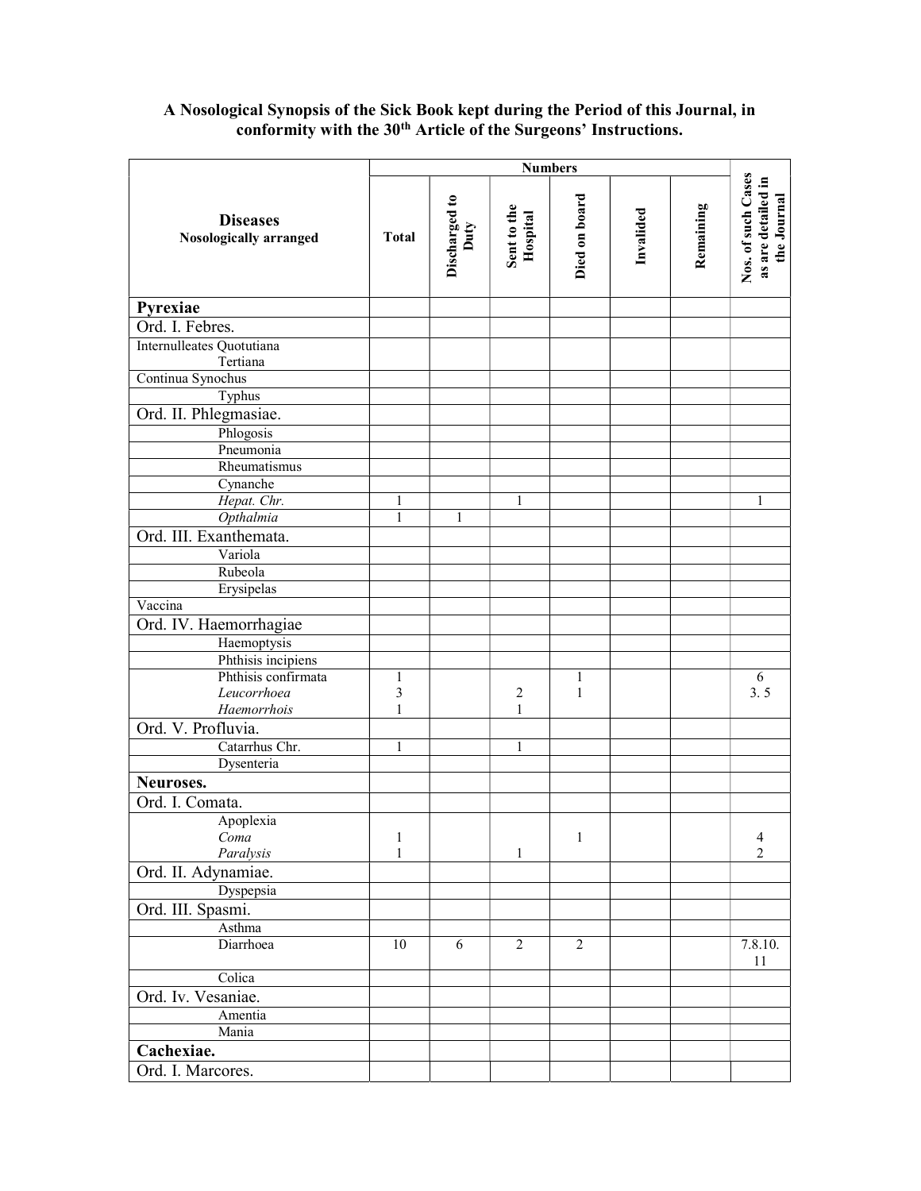**A Nosological Synopsis of the Sick Book kept during the Period of this Journal, in conformity with the 30th Article of the Surgeons' Instructions.**

| Diseases Nosologically arranged | Numbers | | | | | | Nos. of such Cases as are detailed in the Journal |
|---|---|---|---|---|---|---|---|
| | Total | Discharged to Duty | Sent to the Hospital | Died on board | Invalided | Remaining | |
| **Pyrexiae** | | | | | | | |
| Ord. I. Febres. | | | | | | | |
| Internulleates Quotutiana<br>Tertiana | | | | | | | |
| Continua Synochus | | | | | | | |
| Typhus | | | | | | | |
| Ord. II. Phlegmasiae. | | | | | | | |
| Phlogosis | | | | | | | |
| Pneumonia | | | | | | | |
| Rheumatismus | | | | | | | |
| Cynanche | | | | | | | |
| *Hepat. Chr.* | 1 | | 1 | | | | 1 |
| *Opthalmia* | 1 | 1 | | | | | |
| Ord. III. Exanthemata. | | | | | | | |
| Variola | | | | | | | |
| Rubeola | | | | | | | |
| Erysipelas | | | | | | | |
| Vaccina | | | | | | | |
| Ord. IV. Haemorrhagiae | | | | | | | |
| Haemoptysis | | | | | | | |
| Phthisis incipiens | | | | | | | |
| Phthisis confirmata<br>*Leucorrhoea*<br>*Haemorrhois* | 1<br>3<br>1 | | <br>2<br>1 | 1<br>1 | | | 6<br>3. 5 |
| Ord. V. Profluvia. | | | | | | | |
| Catarrhus Chr. | 1 | | 1 | | | | |
| Dysenteria | | | | | | | |
| **Neuroses.** | | | | | | | |
| Ord. I. Comata. | | | | | | | |
| Apoplexia<br>*Coma*<br>*Paralysis* | <br>1<br>1 | | <br><br>1 | <br>1 | | | <br>4<br>2 |
| Ord. II. Adynamiae. | | | | | | | |
| Dyspepsia | | | | | | | |
| Ord. III. Spasmi. | | | | | | | |
| Asthma | | | | | | | |
| Diarrhoea | 10 | 6 | 2 | 2 | | | 7.8.10. 11 |
| Colica | | | | | | | |
| Ord. Iv. Vesaniae. | | | | | | | |
| Amentia | | | | | | | |
| Mania | | | | | | | |
| **Cachexiae.** | | | | | | | |
| Ord. I. Marcores. | | | | | | | |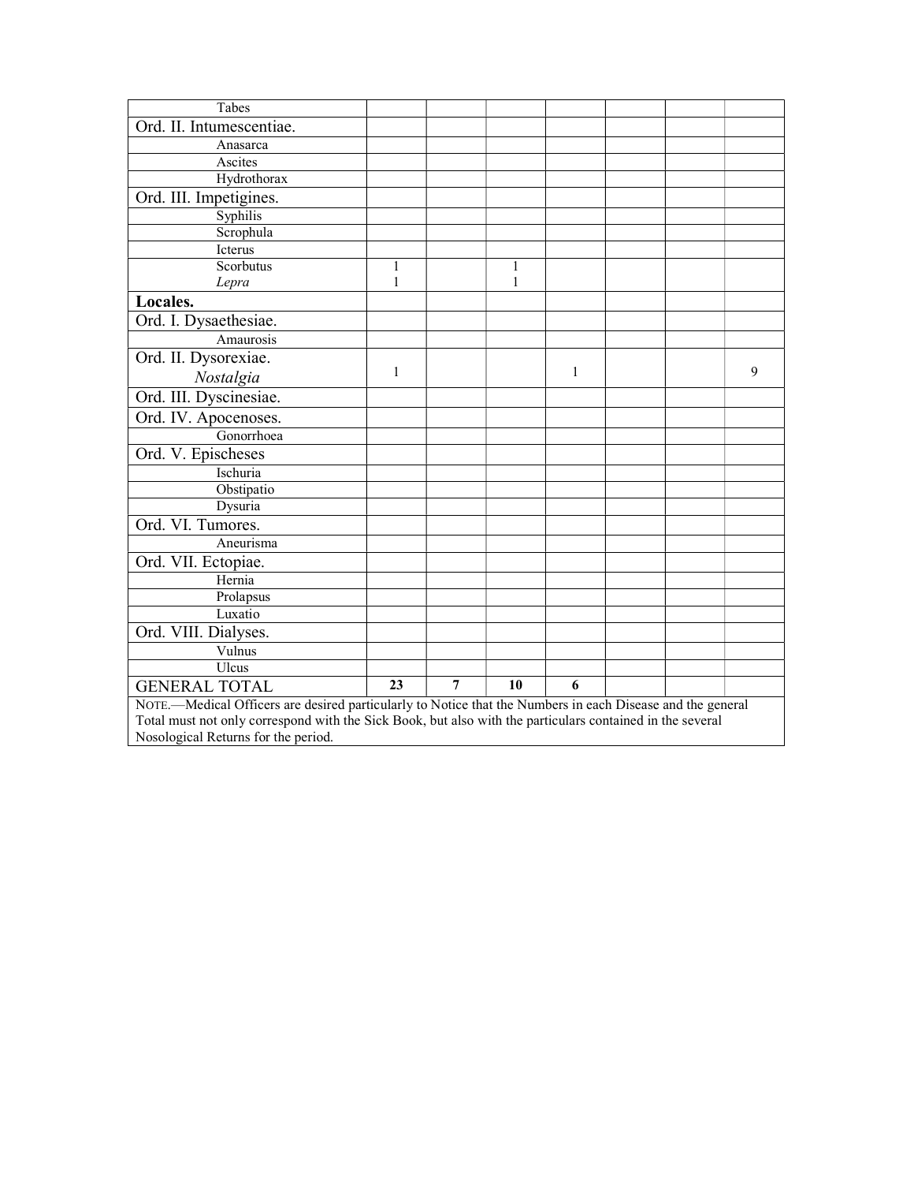| Tabes | | | | | | | |
|---|---|---|---|---|---|---|---|
| Ord. II. Intumescentiae. | | | | | | | |
| Anasarca | | | | | | | |
| Ascites | | | | | | | |
| Hydrothorax | | | | | | | |
| Ord. III. Impetigines. | | | | | | | |
| Syphilis | | | | | | | |
| Scrophula | | | | | | | |
| Icterus | | | | | | | |
| Scorbutus | 1 | | 1 | | | | |
| *Lepra* | 1 | | 1 | | | | |
| **Locales.** | | | | | | | |
| Ord. I. Dysaethesiae. | | | | | | | |
| Amaurosis | | | | | | | |
| Ord. II. Dysorexiae. *Nostalgia* | 1 | | | 1 | | | 9 |
| Ord. III. Dyscinesiae. | | | | | | | |
| Ord. IV. Apocenoses. | | | | | | | |
| Gonorrhoea | | | | | | | |
| Ord. V. Epischeses | | | | | | | |
| Ischuria | | | | | | | |
| Obstipatio | | | | | | | |
| Dysuria | | | | | | | |
| Ord. VI. Tumores. | | | | | | | |
| Aneurisma | | | | | | | |
| Ord. VII. Ectopiae. | | | | | | | |
| Hernia | | | | | | | |
| Prolapsus | | | | | | | |
| Luxatio | | | | | | | |
| Ord. VIII. Dialyses. | | | | | | | |
| Vulnus | | | | | | | |
| Ulcus | | | | | | | |
| GENERAL TOTAL | **23** | **7** | **10** | **6** | | | |

NOTE.—Medical Officers are desired particularly to Notice that the Numbers in each Disease and the general Total must not only correspond with the Sick Book, but also with the particulars contained in the several Nosological Returns for the period.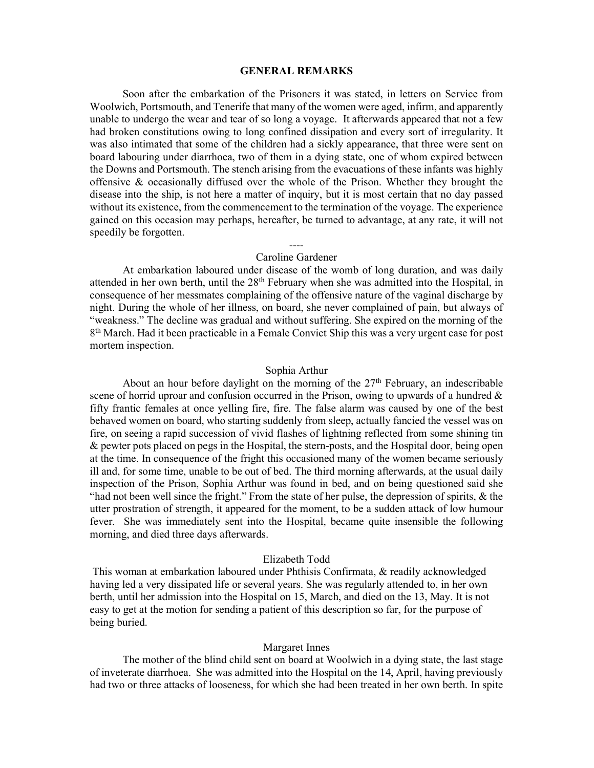## GENERAL REMARKS

Soon after the embarkation of the Prisoners it was stated, in letters on Service from Woolwich, Portsmouth, and Tenerife that many of the women were aged, infirm, and apparently unable to undergo the wear and tear of so long a voyage. It afterwards appeared that not a few had broken constitutions owing to long confined dissipation and every sort of irregularity. It was also intimated that some of the children had a sickly appearance, that three were sent on board labouring under diarrhoea, two of them in a dying state, one of whom expired between the Downs and Portsmouth. The stench arising from the evacuations of these infants was highly offensive & occasionally diffused over the whole of the Prison. Whether they brought the disease into the ship, is not here a matter of inquiry, but it is most certain that no day passed without its existence, from the commencement to the termination of the voyage. The experience gained on this occasion may perhaps, hereafter, be turned to advantage, at any rate, it will not speedily be forgotten.

----

Caroline Gardener

At embarkation laboured under disease of the womb of long duration, and was daily attended in her own berth, until the 28th February when she was admitted into the Hospital, in consequence of her messmates complaining of the offensive nature of the vaginal discharge by night. During the whole of her illness, on board, she never complained of pain, but always of "weakness." The decline was gradual and without suffering. She expired on the morning of the 8th March. Had it been practicable in a Female Convict Ship this was a very urgent case for post mortem inspection.

Sophia Arthur

About an hour before daylight on the morning of the 27th February, an indescribable scene of horrid uproar and confusion occurred in the Prison, owing to upwards of a hundred & fifty frantic females at once yelling fire, fire. The false alarm was caused by one of the best behaved women on board, who starting suddenly from sleep, actually fancied the vessel was on fire, on seeing a rapid succession of vivid flashes of lightning reflected from some shining tin & pewter pots placed on pegs in the Hospital, the stern-posts, and the Hospital door, being open at the time. In consequence of the fright this occasioned many of the women became seriously ill and, for some time, unable to be out of bed. The third morning afterwards, at the usual daily inspection of the Prison, Sophia Arthur was found in bed, and on being questioned said she "had not been well since the fright." From the state of her pulse, the depression of spirits, & the utter prostration of strength, it appeared for the moment, to be a sudden attack of low humour fever. She was immediately sent into the Hospital, became quite insensible the following morning, and died three days afterwards.

Elizabeth Todd

This woman at embarkation laboured under Phthisis Confirmata, & readily acknowledged having led a very dissipated life or several years. She was regularly attended to, in her own berth, until her admission into the Hospital on 15, March, and died on the 13, May. It is not easy to get at the motion for sending a patient of this description so far, for the purpose of being buried.

Margaret Innes

The mother of the blind child sent on board at Woolwich in a dying state, the last stage of inveterate diarrhoea. She was admitted into the Hospital on the 14, April, having previously had two or three attacks of looseness, for which she had been treated in her own berth. In spite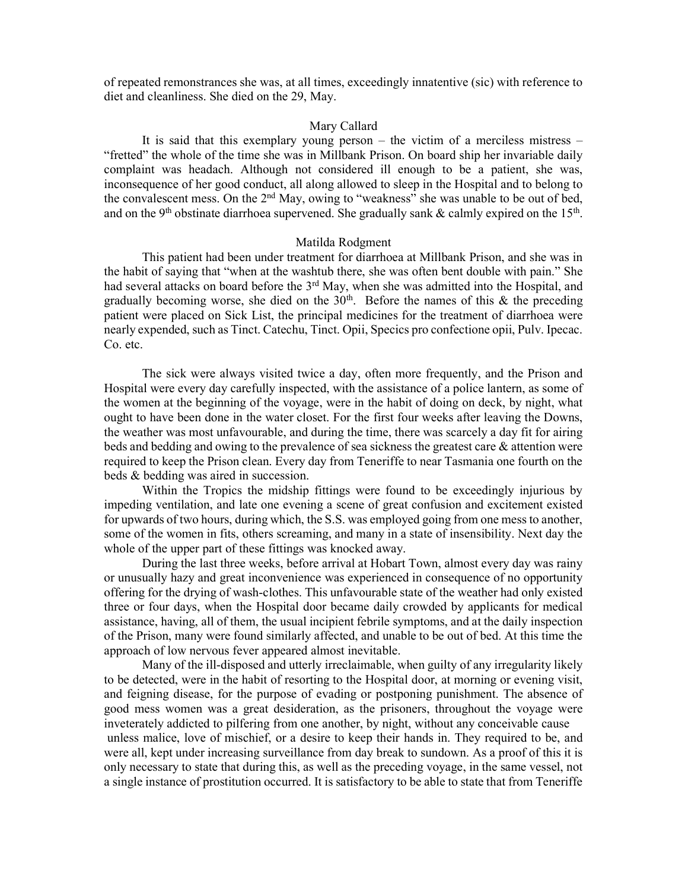of repeated remonstrances she was, at all times, exceedingly innatentive (sic) with reference to diet and cleanliness. She died on the 29, May.

### Mary Callard

It is said that this exemplary young person – the victim of a merciless mistress – "fretted" the whole of the time she was in Millbank Prison. On board ship her invariable daily complaint was headach. Although not considered ill enough to be a patient, she was, inconsequence of her good conduct, all along allowed to sleep in the Hospital and to belong to the convalescent mess. On the 2nd May, owing to "weakness" she was unable to be out of bed, and on the 9th obstinate diarrhoea supervened. She gradually sank & calmly expired on the 15th.

### Matilda Rodgment

This patient had been under treatment for diarrhoea at Millbank Prison, and she was in the habit of saying that "when at the washtub there, she was often bent double with pain." She had several attacks on board before the 3rd May, when she was admitted into the Hospital, and gradually becoming worse, she died on the 30th. Before the names of this & the preceding patient were placed on Sick List, the principal medicines for the treatment of diarrhoea were nearly expended, such as Tinct. Catechu, Tinct. Opii, Specics pro confectione opii, Pulv. Ipecac. Co. etc.

The sick were always visited twice a day, often more frequently, and the Prison and Hospital were every day carefully inspected, with the assistance of a police lantern, as some of the women at the beginning of the voyage, were in the habit of doing on deck, by night, what ought to have been done in the water closet. For the first four weeks after leaving the Downs, the weather was most unfavourable, and during the time, there was scarcely a day fit for airing beds and bedding and owing to the prevalence of sea sickness the greatest care & attention were required to keep the Prison clean. Every day from Teneriffe to near Tasmania one fourth on the beds & bedding was aired in succession.

Within the Tropics the midship fittings were found to be exceedingly injurious by impeding ventilation, and late one evening a scene of great confusion and excitement existed for upwards of two hours, during which, the S.S. was employed going from one mess to another, some of the women in fits, others screaming, and many in a state of insensibility. Next day the whole of the upper part of these fittings was knocked away.

During the last three weeks, before arrival at Hobart Town, almost every day was rainy or unusually hazy and great inconvenience was experienced in consequence of no opportunity offering for the drying of wash-clothes. This unfavourable state of the weather had only existed three or four days, when the Hospital door became daily crowded by applicants for medical assistance, having, all of them, the usual incipient febrile symptoms, and at the daily inspection of the Prison, many were found similarly affected, and unable to be out of bed. At this time the approach of low nervous fever appeared almost inevitable.

Many of the ill-disposed and utterly irreclaimable, when guilty of any irregularity likely to be detected, were in the habit of resorting to the Hospital door, at morning or evening visit, and feigning disease, for the purpose of evading or postponing punishment. The absence of good mess women was a great desideration, as the prisoners, throughout the voyage were inveterately addicted to pilfering from one another, by night, without any conceivable cause unless malice, love of mischief, or a desire to keep their hands in. They required to be, and were all, kept under increasing surveillance from day break to sundown. As a proof of this it is only necessary to state that during this, as well as the preceding voyage, in the same vessel, not a single instance of prostitution occurred. It is satisfactory to be able to state that from Teneriffe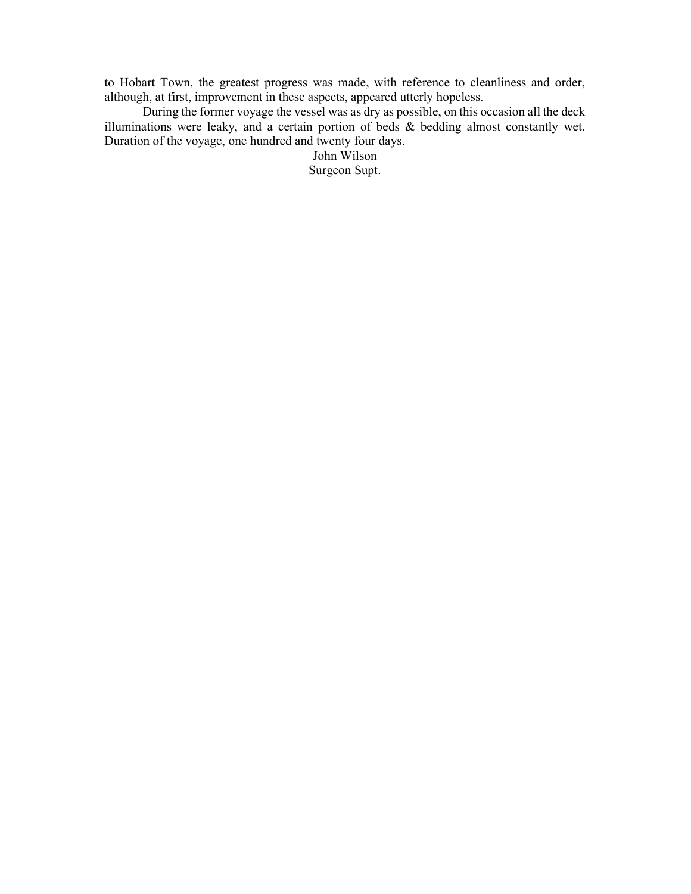to Hobart Town, the greatest progress was made, with reference to cleanliness and order, although, at first, improvement in these aspects, appeared utterly hopeless.

During the former voyage the vessel was as dry as possible, on this occasion all the deck illuminations were leaky, and a certain portion of beds & bedding almost constantly wet. Duration of the voyage, one hundred and twenty four days.

John Wilson
Surgeon Supt.

---